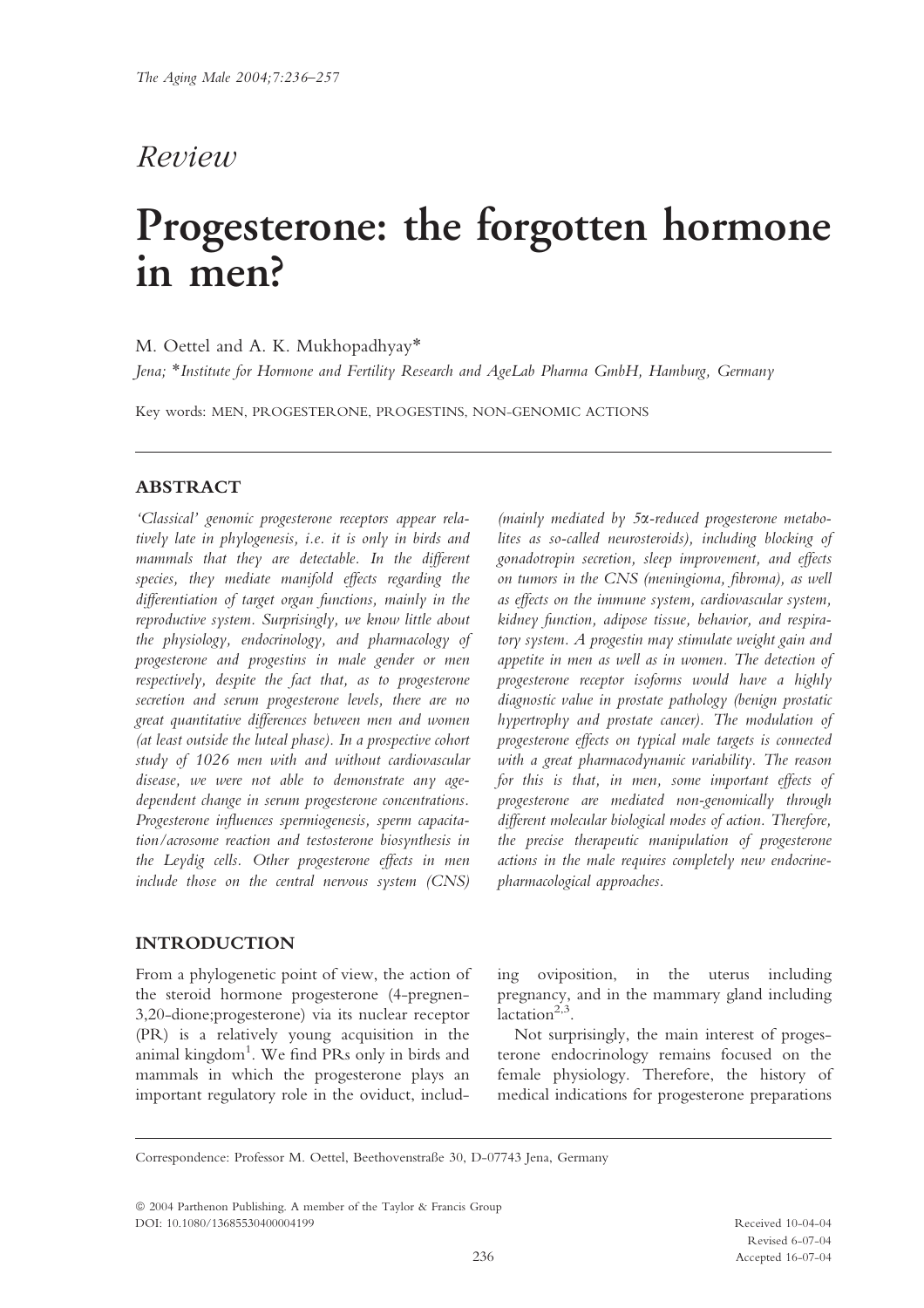*Review*

# Progesterone: the forgotten hormone in men?

M. Oettel and A. K. Mukhopadhyay*

*Jena; *Institute for Hormone and Fertility Research and AgeLab Pharma GmbH, Hamburg, Germany*

Key words: MEN, PROGESTERONE, PROGESTINS, NON-GENOMIC ACTIONS

## ABSTRACT

*'Classical' genomic progesterone receptors appear relatively late in phylogenesis, i.e. it is only in birds and mammals that they are detectable. In the different species, they mediate manifold effects regarding the differentiation of target organ functions, mainly in the reproductive system. Surprisingly, we know little about the physiology, endocrinology, and pharmacology of progesterone and progestins in male gender or men respectively, despite the fact that, as to progesterone secretion and serum progesterone levels, there are no great quantitative differences between men and women (at least outside the luteal phase). In a prospective cohort study of 1026 men with and without cardiovascular disease, we were not able to demonstrate any age-dependent change in serum progesterone concentrations. Progesterone influences spermiogenesis, sperm capacitation/acrosome reaction and testosterone biosynthesis in the Leydig cells. Other progesterone effects in men include those on the central nervous system (CNS) (mainly mediated by 5α-reduced progesterone metabolites as so-called neurosteroids), including blocking of gonadotropin secretion, sleep improvement, and effects on tumors in the CNS (meningioma, fibroma), as well as effects on the immune system, cardiovascular system, kidney function, adipose tissue, behavior, and respiratory system. A progestin may stimulate weight gain and appetite in men as well as in women. The detection of progesterone receptor isoforms would have a highly diagnostic value in prostate pathology (benign prostatic hypertrophy and prostate cancer). The modulation of progesterone effects on typical male targets is connected with a great pharmacodynamic variability. The reason for this is that, in men, some important effects of progesterone are mediated non-genomically through different molecular biological modes of action. Therefore, the precise therapeutic manipulation of progesterone actions in the male requires completely new endocrine-pharmacological approaches.*

## INTRODUCTION

From a phylogenetic point of view, the action of the steroid hormone progesterone (4-pregnen-3,20-dione;progesterone) via its nuclear receptor (PR) is a relatively young acquisition in the animal kingdom[1]. We find PRs only in birds and mammals in which the progesterone plays an important regulatory role in the oviduct, including oviposition, in the uterus including pregnancy, and in the mammary gland including lactation[2,3].

Not surprisingly, the main interest of progesterone endocrinology remains focused on the female physiology. Therefore, the history of medical indications for progesterone preparations

---

Correspondence: Professor M. Oettel, Beethovenstraße 30, D-07743 Jena, Germany

© 2004 Parthenon Publishing. A member of the Taylor & Francis Group
DOI: 10.1080/13685530400004199

Received 10-04-04
Revised 6-07-04
Accepted 16-07-04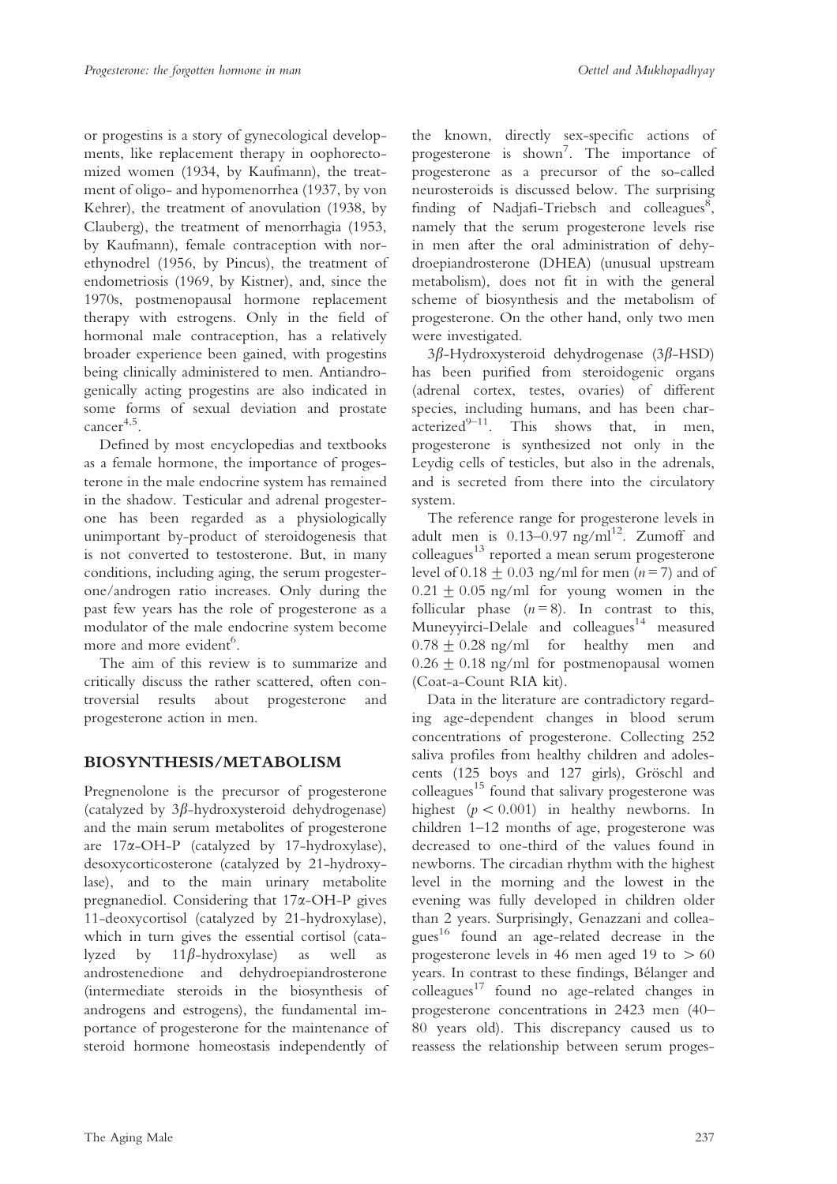or progestins is a story of gynecological developments, like replacement therapy in oophorectomized women (1934, by Kaufmann), the treatment of oligo- and hypomenorrhea (1937, by von Kehrer), the treatment of anovulation (1938, by Clauberg), the treatment of menorrhagia (1953, by Kaufmann), female contraception with norethynodrel (1956, by Pincus), the treatment of endometriosis (1969, by Kistner), and, since the 1970s, postmenopausal hormone replacement therapy with estrogens. Only in the field of hormonal male contraception, has a relatively broader experience been gained, with progestins being clinically administered to men. Antiandrogenically acting progestins are also indicated in some forms of sexual deviation and prostate cancer[4,5].

Defined by most encyclopedias and textbooks as a female hormone, the importance of progesterone in the male endocrine system has remained in the shadow. Testicular and adrenal progesterone has been regarded as a physiologically unimportant by-product of steroidogenesis that is not converted to testosterone. But, in many conditions, including aging, the serum progesterone/androgen ratio increases. Only during the past few years has the role of progesterone as a modulator of the male endocrine system become more and more evident[6].

The aim of this review is to summarize and critically discuss the rather scattered, often controversial results about progesterone and progesterone action in men.

## BIOSYNTHESIS/METABOLISM

Pregnenolone is the precursor of progesterone (catalyzed by 3$\beta$-hydroxysteroid dehydrogenase) and the main serum metabolites of progesterone are 17$\alpha$-OH-P (catalyzed by 17-hydroxylase), desoxycorticosterone (catalyzed by 21-hydroxylase), and to the main urinary metabolite pregnanediol. Considering that 17$\alpha$-OH-P gives 11-deoxycortisol (catalyzed by 21-hydroxylase), which in turn gives the essential cortisol (catalyzed by 11$\beta$-hydroxylase) as well as androstenedione and dehydroepiandrosterone (intermediate steroids in the biosynthesis of androgens and estrogens), the fundamental importance of progesterone for the maintenance of steroid hormone homeostasis independently of the known, directly sex-specific actions of progesterone is shown[7]. The importance of progesterone as a precursor of the so-called neurosteroids is discussed below. The surprising finding of Nadjafi-Triebsch and colleagues[8], namely that the serum progesterone levels rise in men after the oral administration of dehydroepiandrosterone (DHEA) (unusual upstream metabolism), does not fit in with the general scheme of biosynthesis and the metabolism of progesterone. On the other hand, only two men were investigated.

3$\beta$-Hydroxysteroid dehydrogenase (3$\beta$-HSD) has been purified from steroidogenic organs (adrenal cortex, testes, ovaries) of different species, including humans, and has been characterized[9–11]. This shows that, in men, progesterone is synthesized not only in the Leydig cells of testicles, but also in the adrenals, and is secreted from there into the circulatory system.

The reference range for progesterone levels in adult men is 0.13–0.97 ng/ml[12]. Zumoff and colleagues[13] reported a mean serum progesterone level of $0.18 \pm 0.03$ ng/ml for men ($n = 7$) and of $0.21 \pm 0.05$ ng/ml for young women in the follicular phase ($n = 8$). In contrast to this, Muneyyirci-Delale and colleagues[14] measured $0.78 \pm 0.28$ ng/ml for healthy men and $0.26 \pm 0.18$ ng/ml for postmenopausal women (Coat-a-Count RIA kit).

Data in the literature are contradictory regarding age-dependent changes in blood serum concentrations of progesterone. Collecting 252 saliva profiles from healthy children and adolescents (125 boys and 127 girls), Gröschl and colleagues[15] found that salivary progesterone was highest ($p < 0.001$) in healthy newborns. In children 1–12 months of age, progesterone was decreased to one-third of the values found in newborns. The circadian rhythm with the highest level in the morning and the lowest in the evening was fully developed in children older than 2 years. Surprisingly, Genazzani and colleagues[16] found an age-related decrease in the progesterone levels in 46 men aged 19 to > 60 years. In contrast to these findings, Bélanger and colleagues[17] found no age-related changes in progesterone concentrations in 2423 men (40–80 years old). This discrepancy caused us to reassess the relationship between serum proges-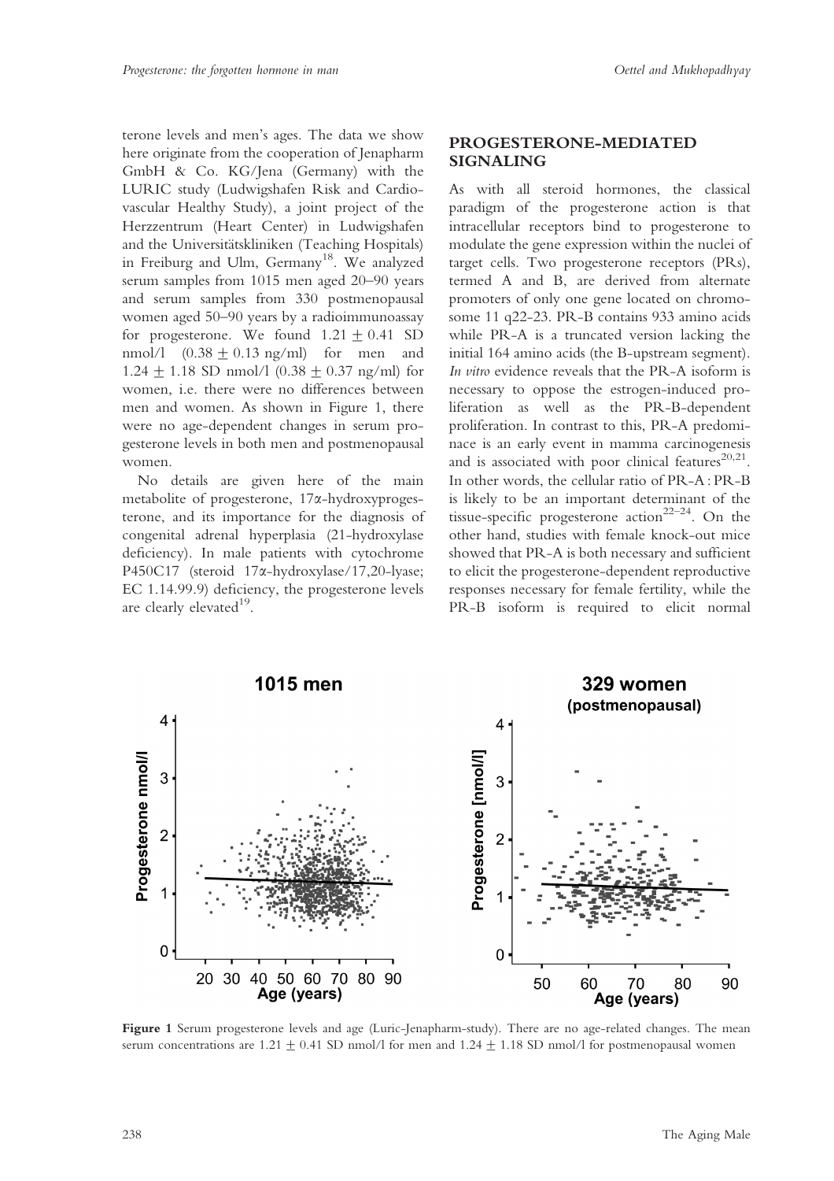terone levels and men's ages. The data we show here originate from the cooperation of Jenapharm GmbH & Co. KG/Jena (Germany) with the LURIC study (Ludwigshafen Risk and Cardiovascular Healthy Study), a joint project of the Herzzentrum (Heart Center) in Ludwigshafen and the Universitätskliniken (Teaching Hospitals) in Freiburg and Ulm, Germany[18]. We analyzed serum samples from 1015 men aged 20–90 years and serum samples from 330 postmenopausal women aged 50–90 years by a radioimmunoassay for progesterone. We found $1.21 \pm 0.41$ SD nmol/l ($0.38 \pm 0.13$ ng/ml) for men and $1.24 \pm 1.18$ SD nmol/l ($0.38 \pm 0.37$ ng/ml) for women, i.e. there were no differences between men and women. As shown in Figure 1, there were no age-dependent changes in serum progesterone levels in both men and postmenopausal women.

No details are given here of the main metabolite of progesterone, 17α-hydroxyprogesterone, and its importance for the diagnosis of congenital adrenal hyperplasia (21-hydroxylase deficiency). In male patients with cytochrome P450C17 (steroid 17α-hydroxylase/17,20-lyase; EC 1.14.99.9) deficiency, the progesterone levels are clearly elevated[19].

## PROGESTERONE-MEDIATED SIGNALING

As with all steroid hormones, the classical paradigm of the progesterone action is that intracellular receptors bind to progesterone to modulate the gene expression within the nuclei of target cells. Two progesterone receptors (PRs), termed A and B, are derived from alternate promoters of only one gene located on chromosome 11 q22-23. PR-B contains 933 amino acids while PR-A is a truncated version lacking the initial 164 amino acids (the B-upstream segment). *In vitro* evidence reveals that the PR-A isoform is necessary to oppose the estrogen-induced proliferation as well as the PR-B-dependent proliferation. In contrast to this, PR-A predominace is an early event in mamma carcinogenesis and is associated with poor clinical features[20,21]. In other words, the cellular ratio of PR-A : PR-B is likely to be an important determinant of the tissue-specific progesterone action[22–24]. On the other hand, studies with female knock-out mice showed that PR-A is both necessary and sufficient to elicit the progesterone-dependent reproductive responses necessary for female fertility, while the PR-B isoform is required to elicit normal

**Figure 1** Serum progesterone levels and age (Luric-Jenapharm-study). There are no age-related changes. The mean serum concentrations are $1.21 \pm 0.41$ SD nmol/l for men and $1.24 \pm 1.18$ SD nmol/l for postmenopausal women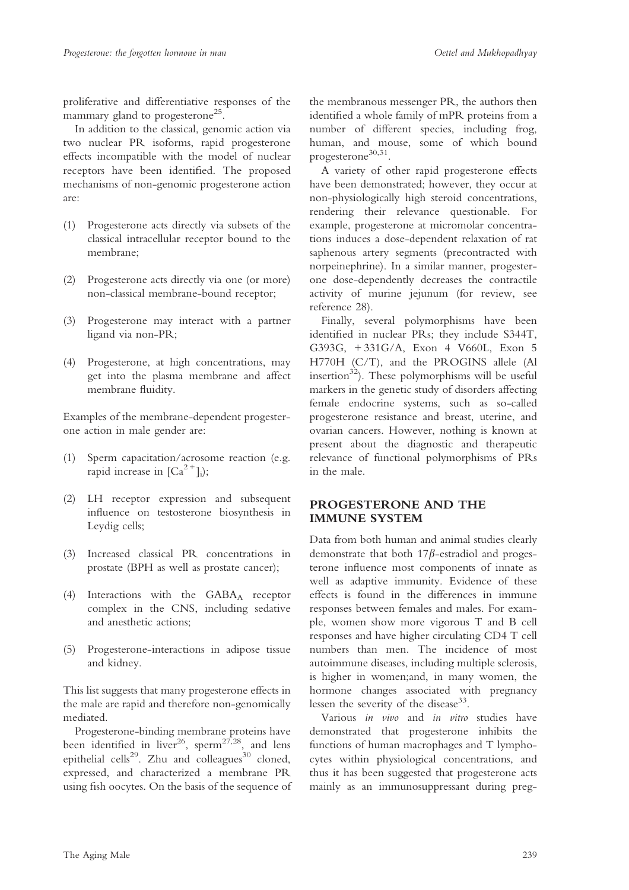proliferative and differentiative responses of the mammary gland to progesterone[25].

In addition to the classical, genomic action via two nuclear PR isoforms, rapid progesterone effects incompatible with the model of nuclear receptors have been identified. The proposed mechanisms of non-genomic progesterone action are:

(1) Progesterone acts directly via subsets of the classical intracellular receptor bound to the membrane;

(2) Progesterone acts directly via one (or more) non-classical membrane-bound receptor;

(3) Progesterone may interact with a partner ligand via non-PR;

(4) Progesterone, at high concentrations, may get into the plasma membrane and affect membrane fluidity.

Examples of the membrane-dependent progesterone action in male gender are:

(1) Sperm capacitation/acrosome reaction (e.g. rapid increase in $[Ca^{2+}]_i$);

(2) LH receptor expression and subsequent influence on testosterone biosynthesis in Leydig cells;

(3) Increased classical PR concentrations in prostate (BPH as well as prostate cancer);

(4) Interactions with the $GABA_A$ receptor complex in the CNS, including sedative and anesthetic actions;

(5) Progesterone-interactions in adipose tissue and kidney.

This list suggests that many progesterone effects in the male are rapid and therefore non-genomically mediated.

Progesterone-binding membrane proteins have been identified in liver[26], sperm[27,28], and lens epithelial cells[29]. Zhu and colleagues[30] cloned, expressed, and characterized a membrane PR using fish oocytes. On the basis of the sequence of the membranous messenger PR, the authors then identified a whole family of mPR proteins from a number of different species, including frog, human, and mouse, some of which bound progesterone[30,31].

A variety of other rapid progesterone effects have been demonstrated; however, they occur at non-physiologically high steroid concentrations, rendering their relevance questionable. For example, progesterone at micromolar concentrations induces a dose-dependent relaxation of rat saphenous artery segments (precontracted with norpeinephrine). In a similar manner, progesterone dose-dependently decreases the contractile activity of murine jejunum (for review, see reference 28).

Finally, several polymorphisms have been identified in nuclear PRs; they include S344T, G393G, +331G/A, Exon 4 V660L, Exon 5 H770H (C/T), and the PROGINS allele (Al insertion[32]). These polymorphisms will be useful markers in the genetic study of disorders affecting female endocrine systems, such as so-called progesterone resistance and breast, uterine, and ovarian cancers. However, nothing is known at present about the diagnostic and therapeutic relevance of functional polymorphisms of PRs in the male.

## PROGESTERONE AND THE IMMUNE SYSTEM

Data from both human and animal studies clearly demonstrate that both 17$\beta$-estradiol and progesterone influence most components of innate as well as adaptive immunity. Evidence of these effects is found in the differences in immune responses between females and males. For example, women show more vigorous T and B cell responses and have higher circulating CD4 T cell numbers than men. The incidence of most autoimmune diseases, including multiple sclerosis, is higher in women;and, in many women, the hormone changes associated with pregnancy lessen the severity of the disease[33].

Various *in vivo* and *in vitro* studies have demonstrated that progesterone inhibits the functions of human macrophages and T lymphocytes within physiological concentrations, and thus it has been suggested that progesterone acts mainly as an immunosuppressant during preg-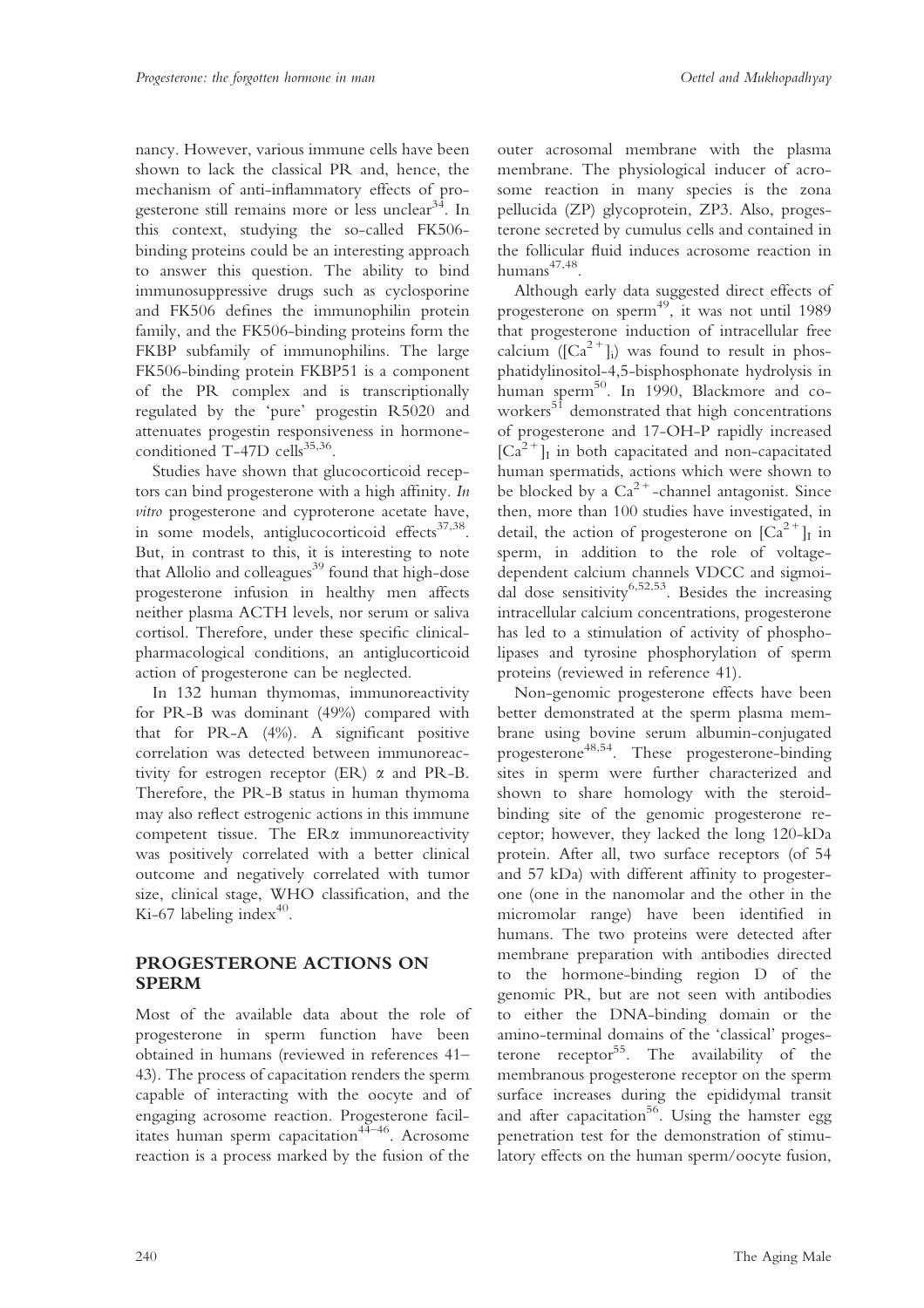nancy. However, various immune cells have been shown to lack the classical PR and, hence, the mechanism of anti-inflammatory effects of progesterone still remains more or less unclear[34]. In this context, studying the so-called FK506-binding proteins could be an interesting approach to answer this question. The ability to bind immunosuppressive drugs such as cyclosporine and FK506 defines the immunophilin protein family, and the FK506-binding proteins form the FKBP subfamily of immunophilins. The large FK506-binding protein FKBP51 is a component of the PR complex and is transcriptionally regulated by the 'pure' progestin R5020 and attenuates progestin responsiveness in hormone-conditioned T-47D cells[35,36].

Studies have shown that glucocorticoid receptors can bind progesterone with a high affinity. *In vitro* progesterone and cyproterone acetate have, in some models, antiglucocorticoid effects[37,38]. But, in contrast to this, it is interesting to note that Allolio and colleagues[39] found that high-dose progesterone infusion in healthy men affects neither plasma ACTH levels, nor serum or saliva cortisol. Therefore, under these specific clinical-pharmacological conditions, an antiglucorticoid action of progesterone can be neglected.

In 132 human thymomas, immunoreactivity for PR-B was dominant (49%) compared with that for PR-A (4%). A significant positive correlation was detected between immunoreactivity for estrogen receptor (ER) α and PR-B. Therefore, the PR-B status in human thymoma may also reflect estrogenic actions in this immune competent tissue. The ERα immunoreactivity was positively correlated with a better clinical outcome and negatively correlated with tumor size, clinical stage, WHO classification, and the Ki-67 labeling index[40].

## PROGESTERONE ACTIONS ON SPERM

Most of the available data about the role of progesterone in sperm function have been obtained in humans (reviewed in references 41–43). The process of capacitation renders the sperm capable of interacting with the oocyte and of engaging acrosome reaction. Progesterone facilitates human sperm capacitation[44–46]. Acrosome reaction is a process marked by the fusion of the outer acrosomal membrane with the plasma membrane. The physiological inducer of acrosome reaction in many species is the zona pellucida (ZP) glycoprotein, ZP3. Also, progesterone secreted by cumulus cells and contained in the follicular fluid induces acrosome reaction in humans[47,48].

Although early data suggested direct effects of progesterone on sperm[49], it was not until 1989 that progesterone induction of intracellular free calcium ($[Ca^{2+}]_i$) was found to result in phosphatidylinositol-4,5-bisphosphonate hydrolysis in human sperm[50]. In 1990, Blackmore and coworkers[51] demonstrated that high concentrations of progesterone and 17-OH-P rapidly increased $[Ca^{2+}]_I$ in both capacitated and non-capacitated human spermatids, actions which were shown to be blocked by a $Ca^{2+}$-channel antagonist. Since then, more than 100 studies have investigated, in detail, the action of progesterone on $[Ca^{2+}]_I$ in sperm, in addition to the role of voltage-dependent calcium channels VDCC and sigmoidal dose sensitivity[6,52,53]. Besides the increasing intracellular calcium concentrations, progesterone has led to a stimulation of activity of phospholipases and tyrosine phosphorylation of sperm proteins (reviewed in reference 41).

Non-genomic progesterone effects have been better demonstrated at the sperm plasma membrane using bovine serum albumin-conjugated progesterone[48,54]. These progesterone-binding sites in sperm were further characterized and shown to share homology with the steroid-binding site of the genomic progesterone receptor; however, they lacked the long 120-kDa protein. After all, two surface receptors (of 54 and 57 kDa) with different affinity to progesterone (one in the nanomolar and the other in the micromolar range) have been identified in humans. The two proteins were detected after membrane preparation with antibodies directed to the hormone-binding region D of the genomic PR, but are not seen with antibodies to either the DNA-binding domain or the amino-terminal domains of the 'classical' progesterone receptor[55]. The availability of the membranous progesterone receptor on the sperm surface increases during the epididymal transit and after capacitation[56]. Using the hamster egg penetration test for the demonstration of stimulatory effects on the human sperm/oocyte fusion,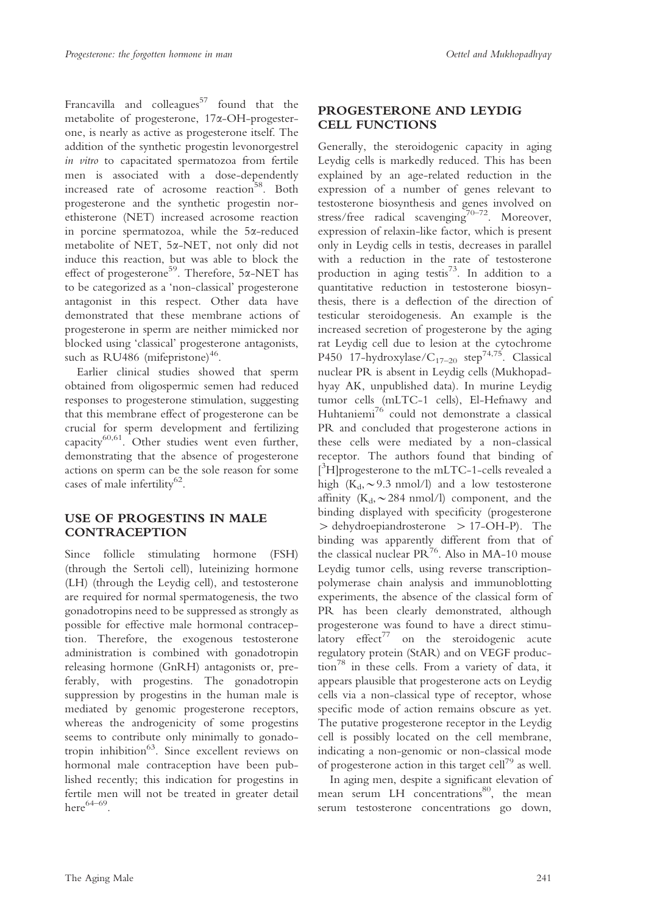Francavilla and colleagues[57] found that the metabolite of progesterone, 17α-OH-progesterone, is nearly as active as progesterone itself. The addition of the synthetic progestin levonorgestrel *in vitro* to capacitated spermatozoa from fertile men is associated with a dose-dependently increased rate of acrosome reaction[58]. Both progesterone and the synthetic progestin norethisterone (NET) increased acrosome reaction in porcine spermatozoa, while the 5α-reduced metabolite of NET, 5α-NET, not only did not induce this reaction, but was able to block the effect of progesterone[59]. Therefore, 5α-NET has to be categorized as a 'non-classical' progesterone antagonist in this respect. Other data have demonstrated that these membrane actions of progesterone in sperm are neither mimicked nor blocked using 'classical' progesterone antagonists, such as RU486 (mifepristone)[46].

Earlier clinical studies showed that sperm obtained from oligospermic semen had reduced responses to progesterone stimulation, suggesting that this membrane effect of progesterone can be crucial for sperm development and fertilizing capacity[60,61]. Other studies went even further, demonstrating that the absence of progesterone actions on sperm can be the sole reason for some cases of male infertility[62].

## USE OF PROGESTINS IN MALE CONTRACEPTION

Since follicle stimulating hormone (FSH) (through the Sertoli cell), luteinizing hormone (LH) (through the Leydig cell), and testosterone are required for normal spermatogenesis, the two gonadotropins need to be suppressed as strongly as possible for effective male hormonal contraception. Therefore, the exogenous testosterone administration is combined with gonadotropin releasing hormone (GnRH) antagonists or, preferably, with progestins. The gonadotropin suppression by progestins in the human male is mediated by genomic progesterone receptors, whereas the androgenicity of some progestins seems to contribute only minimally to gonadotropin inhibition[63]. Since excellent reviews on hormonal male contraception have been published recently; this indication for progestins in fertile men will not be treated in greater detail here[64–69].

## PROGESTERONE AND LEYDIG CELL FUNCTIONS

Generally, the steroidogenic capacity in aging Leydig cells is markedly reduced. This has been explained by an age-related reduction in the expression of a number of genes relevant to testosterone biosynthesis and genes involved on stress/free radical scavenging[70–72]. Moreover, expression of relaxin-like factor, which is present only in Leydig cells in testis, decreases in parallel with a reduction in the rate of testosterone production in aging testis[73]. In addition to a quantitative reduction in testosterone biosynthesis, there is a deflection of the direction of testicular steroidogenesis. An example is the increased secretion of progesterone by the aging rat Leydig cell due to lesion at the cytochrome P450 17-hydroxylase/$C_{17-20}$ step[74,75]. Classical nuclear PR is absent in Leydig cells (Mukhopadhyay AK, unpublished data). In murine Leydig tumor cells (mLTC-1 cells), El-Hefnawy and Huhtaniemi[76] could not demonstrate a classical PR and concluded that progesterone actions in these cells were mediated by a non-classical receptor. The authors found that binding of [$^3$H]progesterone to the mLTC-1-cells revealed a high ($K_d$, ~9.3 nmol/l) and a low testosterone affinity ($K_d$, ~284 nmol/l) component, and the binding displayed with specificity (progesterone > dehydroepiandrosterone > 17-OH-P). The binding was apparently different from that of the classical nuclear PR[76]. Also in MA-10 mouse Leydig tumor cells, using reverse transcription-polymerase chain analysis and immunoblotting experiments, the absence of the classical form of PR has been clearly demonstrated, although progesterone was found to have a direct stimulatory effect[77] on the steroidogenic acute regulatory protein (StAR) and on VEGF production[78] in these cells. From a variety of data, it appears plausible that progesterone acts on Leydig cells via a non-classical type of receptor, whose specific mode of action remains obscure as yet. The putative progesterone receptor in the Leydig cell is possibly located on the cell membrane, indicating a non-genomic or non-classical mode of progesterone action in this target cell[79] as well.

In aging men, despite a significant elevation of mean serum LH concentrations[80], the mean serum testosterone concentrations go down,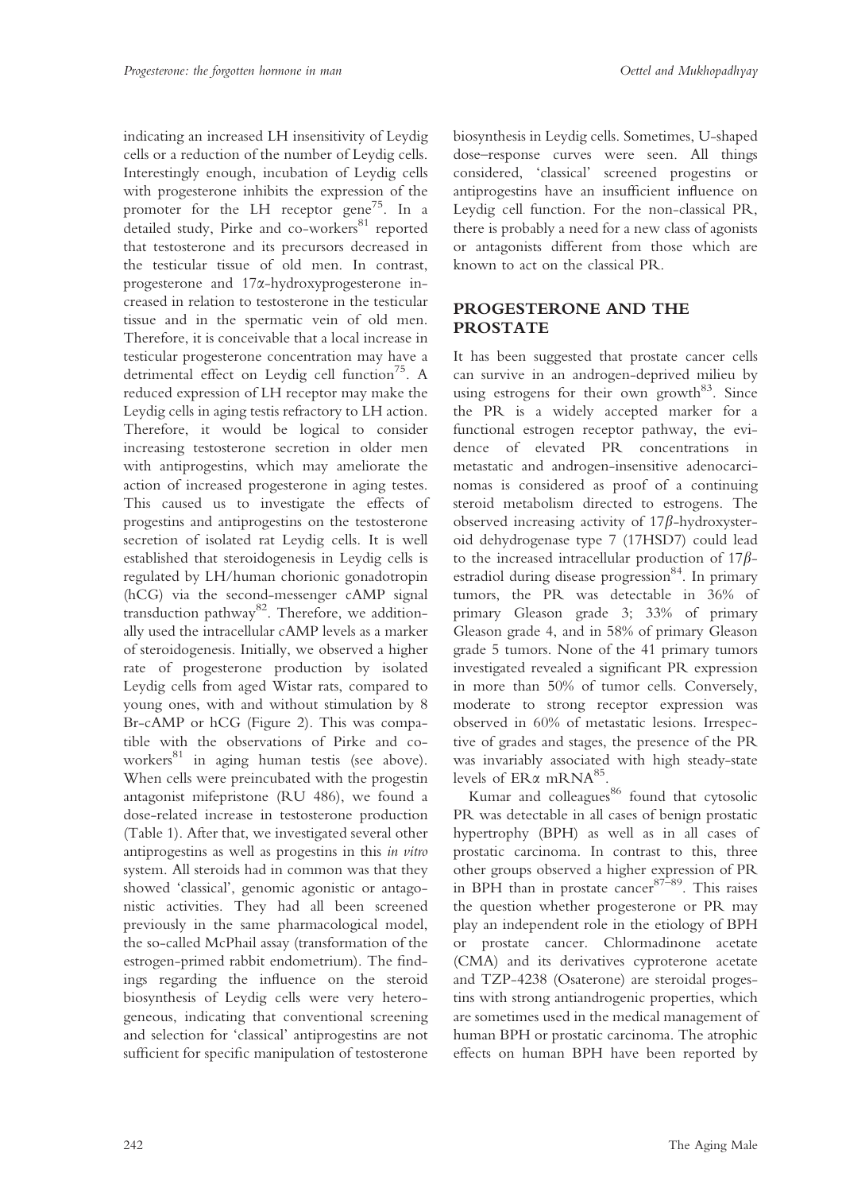indicating an increased LH insensitivity of Leydig cells or a reduction of the number of Leydig cells. Interestingly enough, incubation of Leydig cells with progesterone inhibits the expression of the promoter for the LH receptor gene[75]. In a detailed study, Pirke and co-workers[81] reported that testosterone and its precursors decreased in the testicular tissue of old men. In contrast, progesterone and 17α-hydroxyprogesterone increased in relation to testosterone in the testicular tissue and in the spermatic vein of old men. Therefore, it is conceivable that a local increase in testicular progesterone concentration may have a detrimental effect on Leydig cell function[75]. A reduced expression of LH receptor may make the Leydig cells in aging testis refractory to LH action. Therefore, it would be logical to consider increasing testosterone secretion in older men with antiprogestins, which may ameliorate the action of increased progesterone in aging testes. This caused us to investigate the effects of progestins and antiprogestins on the testosterone secretion of isolated rat Leydig cells. It is well established that steroidogenesis in Leydig cells is regulated by LH/human chorionic gonadotropin (hCG) via the second-messenger cAMP signal transduction pathway[82]. Therefore, we additionally used the intracellular cAMP levels as a marker of steroidogenesis. Initially, we observed a higher rate of progesterone production by isolated Leydig cells from aged Wistar rats, compared to young ones, with and without stimulation by 8 Br-cAMP or hCG (Figure 2). This was compatible with the observations of Pirke and co-workers[81] in aging human testis (see above). When cells were preincubated with the progestin antagonist mifepristone (RU 486), we found a dose-related increase in testosterone production (Table 1). After that, we investigated several other antiprogestins as well as progestins in this *in vitro* system. All steroids had in common was that they showed 'classical', genomic agonistic or antagonistic activities. They had all been screened previously in the same pharmacological model, the so-called McPhail assay (transformation of the estrogen-primed rabbit endometrium). The findings regarding the influence on the steroid biosynthesis of Leydig cells were very heterogeneous, indicating that conventional screening and selection for 'classical' antiprogestins are not sufficient for specific manipulation of testosterone biosynthesis in Leydig cells. Sometimes, U-shaped dose–response curves were seen. All things considered, 'classical' screened progestins or antiprogestins have an insufficient influence on Leydig cell function. For the non-classical PR, there is probably a need for a new class of agonists or antagonists different from those which are known to act on the classical PR.

## PROGESTERONE AND THE PROSTATE

It has been suggested that prostate cancer cells can survive in an androgen-deprived milieu by using estrogens for their own growth[83]. Since the PR is a widely accepted marker for a functional estrogen receptor pathway, the evidence of elevated PR concentrations in metastatic and androgen-insensitive adenocarcinomas is considered as proof of a continuing steroid metabolism directed to estrogens. The observed increasing activity of 17β-hydroxysteroid dehydrogenase type 7 (17HSD7) could lead to the increased intracellular production of 17β-estradiol during disease progression[84]. In primary tumors, the PR was detectable in 36% of primary Gleason grade 3; 33% of primary Gleason grade 4, and in 58% of primary Gleason grade 5 tumors. None of the 41 primary tumors investigated revealed a significant PR expression in more than 50% of tumor cells. Conversely, moderate to strong receptor expression was observed in 60% of metastatic lesions. Irrespective of grades and stages, the presence of the PR was invariably associated with high steady-state levels of ERα mRNA[85].

Kumar and colleagues[86] found that cytosolic PR was detectable in all cases of benign prostatic hypertrophy (BPH) as well as in all cases of prostatic carcinoma. In contrast to this, three other groups observed a higher expression of PR in BPH than in prostate cancer[87–89]. This raises the question whether progesterone or PR may play an independent role in the etiology of BPH or prostate cancer. Chlormadinone acetate (CMA) and its derivatives cyproterone acetate and TZP-4238 (Osaterone) are steroidal progestins with strong antiandrogenic properties, which are sometimes used in the medical management of human BPH or prostatic carcinoma. The atrophic effects on human BPH have been reported by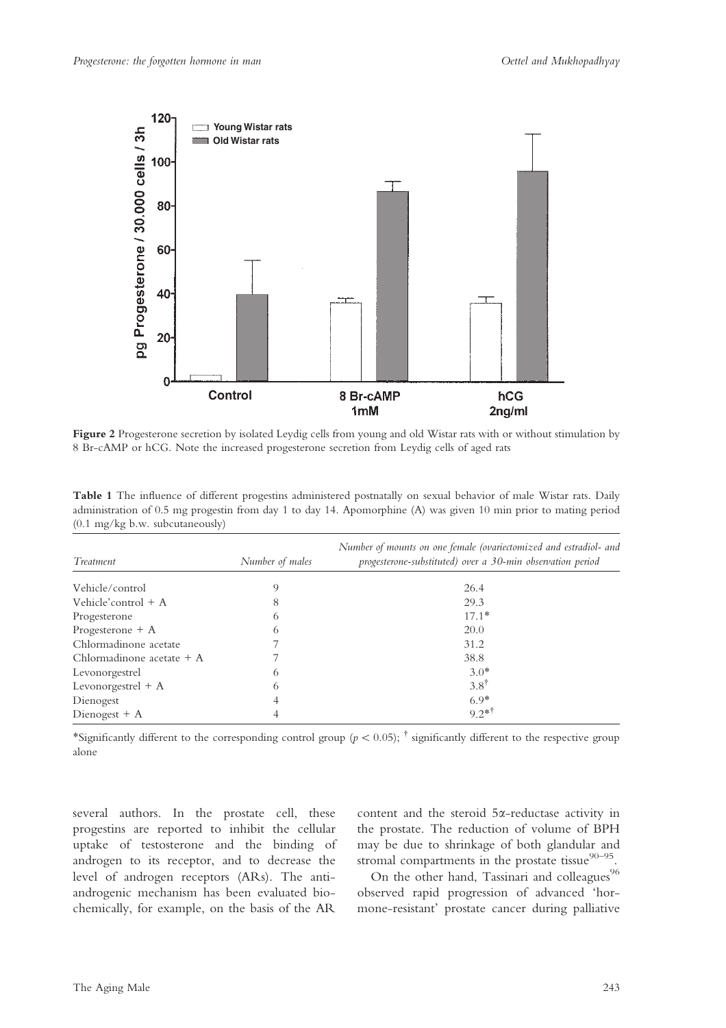**Figure 2** Progesterone secretion by isolated Leydig cells from young and old Wistar rats with or without stimulation by 8 Br-cAMP or hCG. Note the increased progesterone secretion from Leydig cells of aged rats

**Table 1** The influence of different progestins administered postnatally on sexual behavior of male Wistar rats. Daily administration of 0.5 mg progestin from day 1 to day 14. Apomorphine (A) was given 10 min prior to mating period (0.1 mg/kg b.w. subcutaneously)

| *Treatment* | *Number of males* | *Number of mounts on one female (ovariectomized and estradiol- and progesterone-substituted) over a 30-min observation period* |
|---|---|---|
| Vehicle/control | 9 | 26.4 |
| Vehicle'control + A | 8 | 29.3 |
| Progesterone | 6 | 17.1* |
| Progesterone + A | 6 | 20.0 |
| Chlormadinone acetate | 7 | 31.2 |
| Chlormadinone acetate + A | 7 | 38.8 |
| Levonorgestrel | 6 | 3.0* |
| Levonorgestrel + A | 6 | 3.8† |
| Dienogest | 4 | 6.9* |
| Dienogest + A | 4 | 9.2*† |

*Significantly different to the corresponding control group ($p < 0.05$); † significantly different to the respective group alone

several authors. In the prostate cell, these progestins are reported to inhibit the cellular uptake of testosterone and the binding of androgen to its receptor, and to decrease the level of androgen receptors (ARs). The anti-androgenic mechanism has been evaluated biochemically, for example, on the basis of the AR content and the steroid 5α-reductase activity in the prostate. The reduction of volume of BPH may be due to shrinkage of both glandular and stromal compartments in the prostate tissue[90–95].

On the other hand, Tassinari and colleagues[96] observed rapid progression of advanced 'hormone-resistant' prostate cancer during palliative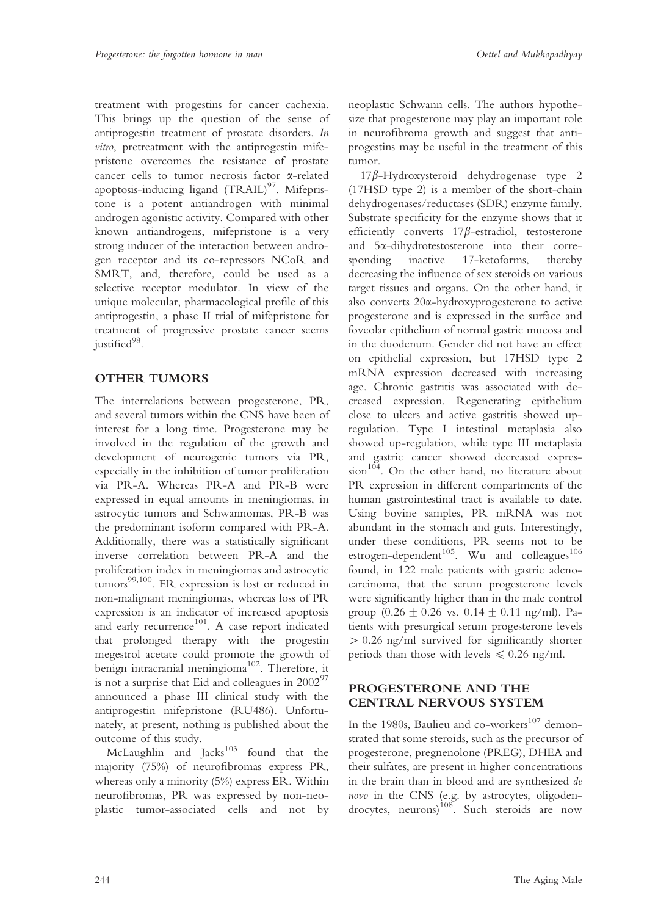treatment with progestins for cancer cachexia. This brings up the question of the sense of antiprogestin treatment of prostate disorders. *In vitro*, pretreatment with the antiprogestin mifepristone overcomes the resistance of prostate cancer cells to tumor necrosis factor α-related apoptosis-inducing ligand (TRAIL)[97]. Mifepristone is a potent antiandrogen with minimal androgen agonistic activity. Compared with other known antiandrogens, mifepristone is a very strong inducer of the interaction between androgen receptor and its co-repressors NCoR and SMRT, and, therefore, could be used as a selective receptor modulator. In view of the unique molecular, pharmacological profile of this antiprogestin, a phase II trial of mifepristone for treatment of progressive prostate cancer seems justified[98].

## OTHER TUMORS

The interrelations between progesterone, PR, and several tumors within the CNS have been of interest for a long time. Progesterone may be involved in the regulation of the growth and development of neurogenic tumors via PR, especially in the inhibition of tumor proliferation via PR-A. Whereas PR-A and PR-B were expressed in equal amounts in meningiomas, in astrocytic tumors and Schwannomas, PR-B was the predominant isoform compared with PR-A. Additionally, there was a statistically significant inverse correlation between PR-A and the proliferation index in meningiomas and astrocytic tumors[99,100]. ER expression is lost or reduced in non-malignant meningiomas, whereas loss of PR expression is an indicator of increased apoptosis and early recurrence[101]. A case report indicated that prolonged therapy with the progestin megestrol acetate could promote the growth of benign intracranial meningioma[102]. Therefore, it is not a surprise that Eid and colleagues in 2002[97] announced a phase III clinical study with the antiprogestin mifepristone (RU486). Unfortunately, at present, nothing is published about the outcome of this study.

McLaughlin and Jacks[103] found that the majority (75%) of neurofibromas express PR, whereas only a minority (5%) express ER. Within neurofibromas, PR was expressed by non-neoplastic tumor-associated cells and not by neoplastic Schwann cells. The authors hypothesize that progesterone may play an important role in neurofibroma growth and suggest that antiprogestins may be useful in the treatment of this tumor.

17β-Hydroxysteroid dehydrogenase type 2 (17HSD type 2) is a member of the short-chain dehydrogenases/reductases (SDR) enzyme family. Substrate specificity for the enzyme shows that it efficiently converts 17β-estradiol, testosterone and 5α-dihydrotestosterone into their corresponding inactive 17-ketoforms, thereby decreasing the influence of sex steroids on various target tissues and organs. On the other hand, it also converts 20α-hydroxyprogesterone to active progesterone and is expressed in the surface and foveolar epithelium of normal gastric mucosa and in the duodenum. Gender did not have an effect on epithelial expression, but 17HSD type 2 mRNA expression decreased with increasing age. Chronic gastritis was associated with decreased expression. Regenerating epithelium close to ulcers and active gastritis showed up-regulation. Type I intestinal metaplasia also showed up-regulation, while type III metaplasia and gastric cancer showed decreased expression[104]. On the other hand, no literature about PR expression in different compartments of the human gastrointestinal tract is available to date. Using bovine samples, PR mRNA was not abundant in the stomach and guts. Interestingly, under these conditions, PR seems not to be estrogen-dependent[105]. Wu and colleagues[106] found, in 122 male patients with gastric adenocarcinoma, that the serum progesterone levels were significantly higher than in the male control group ($0.26 \pm 0.26$ vs. $0.14 \pm 0.11$ ng/ml). Patients with presurgical serum progesterone levels $> 0.26$ ng/ml survived for significantly shorter periods than those with levels $\leqslant 0.26$ ng/ml.

## PROGESTERONE AND THE CENTRAL NERVOUS SYSTEM

In the 1980s, Baulieu and co-workers[107] demonstrated that some steroids, such as the precursor of progesterone, pregnenolone (PREG), DHEA and their sulfates, are present in higher concentrations in the brain than in blood and are synthesized *de novo* in the CNS (e.g. by astrocytes, oligodendrocytes, neurons)[108]. Such steroids are now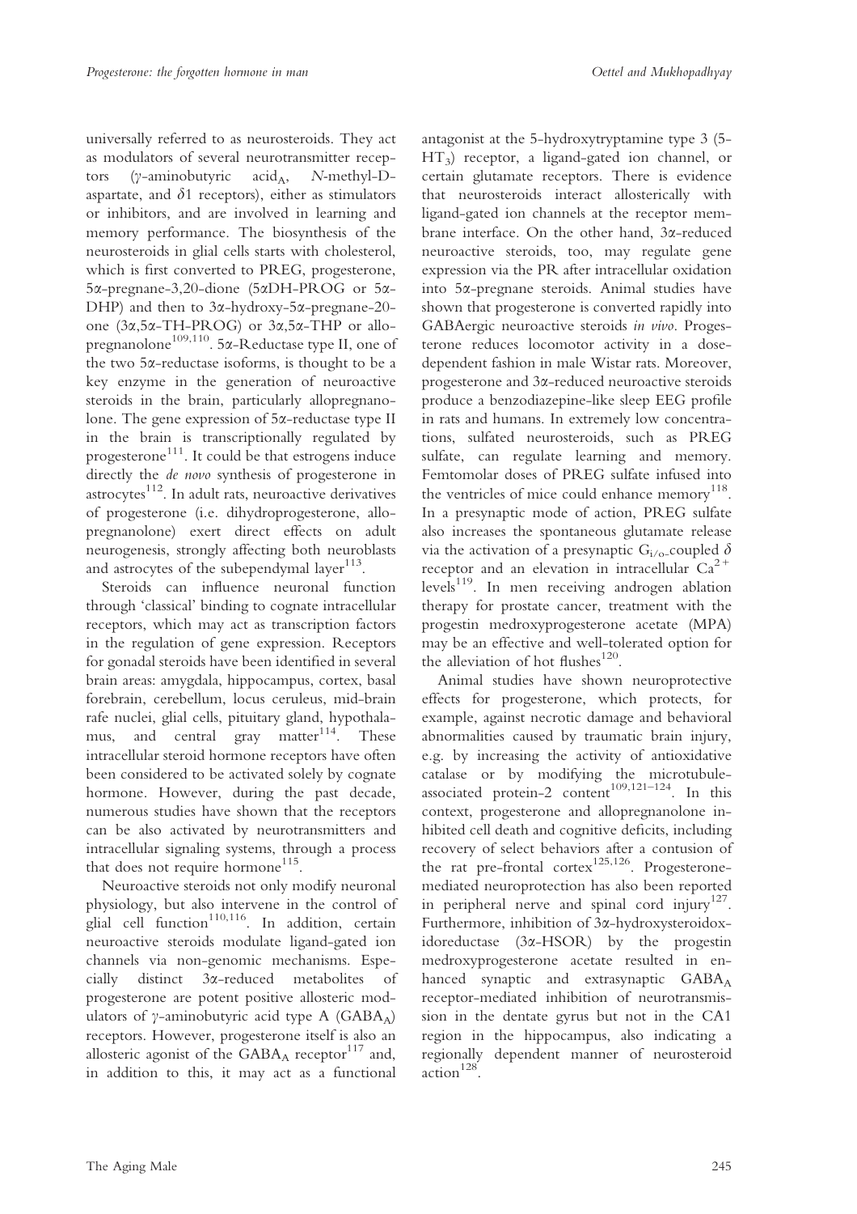universally referred to as neurosteroids. They act as modulators of several neurotransmitter receptors ($\gamma$-aminobutyric acid$_A$, N-methyl-D-aspartate, and $\delta$1 receptors), either as stimulators or inhibitors, and are involved in learning and memory performance. The biosynthesis of the neurosteroids in glial cells starts with cholesterol, which is first converted to PREG, progesterone, 5α-pregnane-3,20-dione (5αDH-PROG or 5α-DHP) and then to 3α-hydroxy-5α-pregnane-20-one (3α,5α-TH-PROG) or 3α,5α-THP or allo-pregnanolone[109,110]. 5α-Reductase type II, one of the two 5α-reductase isoforms, is thought to be a key enzyme in the generation of neuroactive steroids in the brain, particularly allopregnanolone. The gene expression of 5α-reductase type II in the brain is transcriptionally regulated by progesterone[111]. It could be that estrogens induce directly the *de novo* synthesis of progesterone in astrocytes[112]. In adult rats, neuroactive derivatives of progesterone (i.e. dihydroprogesterone, allopregnanolone) exert direct effects on adult neurogenesis, strongly affecting both neuroblasts and astrocytes of the subependymal layer[113].

Steroids can influence neuronal function through 'classical' binding to cognate intracellular receptors, which may act as transcription factors in the regulation of gene expression. Receptors for gonadal steroids have been identified in several brain areas: amygdala, hippocampus, cortex, basal forebrain, cerebellum, locus ceruleus, mid-brain rafe nuclei, glial cells, pituitary gland, hypothalamus, and central gray matter[114]. These intracellular steroid hormone receptors have often been considered to be activated solely by cognate hormone. However, during the past decade, numerous studies have shown that the receptors can be also activated by neurotransmitters and intracellular signaling systems, through a process that does not require hormone[115].

Neuroactive steroids not only modify neuronal physiology, but also intervene in the control of glial cell function[110,116]. In addition, certain neuroactive steroids modulate ligand-gated ion channels via non-genomic mechanisms. Especially distinct 3α-reduced metabolites of progesterone are potent positive allosteric modulators of $\gamma$-aminobutyric acid type A (GABA$_A$) receptors. However, progesterone itself is also an allosteric agonist of the GABA$_A$ receptor[117] and, in addition to this, it may act as a functional antagonist at the 5-hydroxytryptamine type 3 (5-HT$_3$) receptor, a ligand-gated ion channel, or certain glutamate receptors. There is evidence that neurosteroids interact allosterically with ligand-gated ion channels at the receptor membrane interface. On the other hand, 3α-reduced neuroactive steroids, too, may regulate gene expression via the PR after intracellular oxidation into 5α-pregnane steroids. Animal studies have shown that progesterone is converted rapidly into GABAergic neuroactive steroids *in vivo*. Progesterone reduces locomotor activity in a dose-dependent fashion in male Wistar rats. Moreover, progesterone and 3α-reduced neuroactive steroids produce a benzodiazepine-like sleep EEG profile in rats and humans. In extremely low concentrations, sulfated neurosteroids, such as PREG sulfate, can regulate learning and memory. Femtomolar doses of PREG sulfate infused into the ventricles of mice could enhance memory[118]. In a presynaptic mode of action, PREG sulfate also increases the spontaneous glutamate release via the activation of a presynaptic $G_{i/o}$-coupled $\delta$ receptor and an elevation in intracellular $Ca^{2+}$ levels[119]. In men receiving androgen ablation therapy for prostate cancer, treatment with the progestin medroxyprogesterone acetate (MPA) may be an effective and well-tolerated option for the alleviation of hot flushes[120].

Animal studies have shown neuroprotective effects for progesterone, which protects, for example, against necrotic damage and behavioral abnormalities caused by traumatic brain injury, e.g. by increasing the activity of antioxidative catalase or by modifying the microtubule-associated protein-2 content[109,121–124]. In this context, progesterone and allopregnanolone inhibited cell death and cognitive deficits, including recovery of select behaviors after a contusion of the rat pre-frontal cortex[125,126]. Progesterone-mediated neuroprotection has also been reported in peripheral nerve and spinal cord injury[127]. Furthermore, inhibition of 3α-hydroxysteroidoxidoreductase (3α-HSOR) by the progestin medroxyprogesterone acetate resulted in enhanced synaptic and extrasynaptic GABA$_A$ receptor-mediated inhibition of neurotransmission in the dentate gyrus but not in the CA1 region in the hippocampus, also indicating a regionally dependent manner of neurosteroid action[128].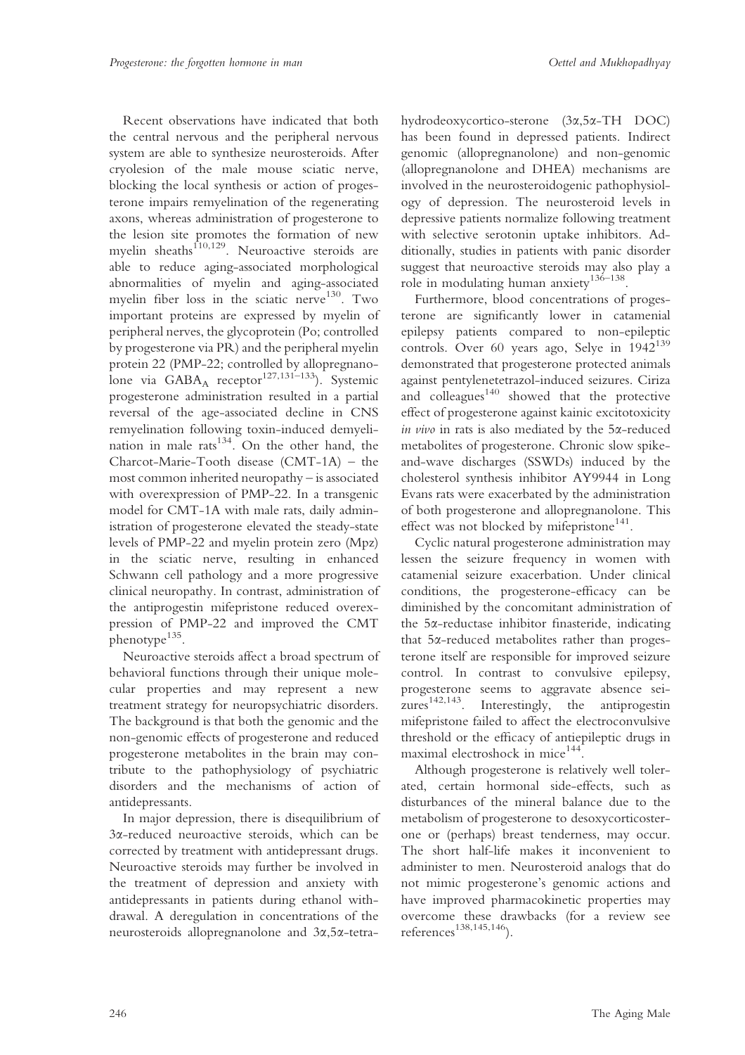Recent observations have indicated that both the central nervous and the peripheral nervous system are able to synthesize neurosteroids. After cryolesion of the male mouse sciatic nerve, blocking the local synthesis or action of progesterone impairs remyelination of the regenerating axons, whereas administration of progesterone to the lesion site promotes the formation of new myelin sheaths[110,129]. Neuroactive steroids are able to reduce aging-associated morphological abnormalities of myelin and aging-associated myelin fiber loss in the sciatic nerve[130]. Two important proteins are expressed by myelin of peripheral nerves, the glycoprotein (Po; controlled by progesterone via PR) and the peripheral myelin protein 22 (PMP-22; controlled by allopregnanolone via $GABA_A$ receptor[127,131–133]). Systemic progesterone administration resulted in a partial reversal of the age-associated decline in CNS remyelination following toxin-induced demyelination in male rats[134]. On the other hand, the Charcot-Marie-Tooth disease (CMT-1A) – the most common inherited neuropathy – is associated with overexpression of PMP-22. In a transgenic model for CMT-1A with male rats, daily administration of progesterone elevated the steady-state levels of PMP-22 and myelin protein zero (Mpz) in the sciatic nerve, resulting in enhanced Schwann cell pathology and a more progressive clinical neuropathy. In contrast, administration of the antiprogestin mifepristone reduced overexpression of PMP-22 and improved the CMT phenotype[135].

Neuroactive steroids affect a broad spectrum of behavioral functions through their unique molecular properties and may represent a new treatment strategy for neuropsychiatric disorders. The background is that both the genomic and the non-genomic effects of progesterone and reduced progesterone metabolites in the brain may contribute to the pathophysiology of psychiatric disorders and the mechanisms of action of antidepressants.

In major depression, there is disequilibrium of 3α-reduced neuroactive steroids, which can be corrected by treatment with antidepressant drugs. Neuroactive steroids may further be involved in the treatment of depression and anxiety with antidepressants in patients during ethanol withdrawal. A deregulation in concentrations of the neurosteroids allopregnanolone and 3α,5α-tetrahydrodeoxycortico-sterone (3α,5α-TH DOC) has been found in depressed patients. Indirect genomic (allopregnanolone) and non-genomic (allopregnanolone and DHEA) mechanisms are involved in the neurosteroidogenic pathophysiology of depression. The neurosteroid levels in depressive patients normalize following treatment with selective serotonin uptake inhibitors. Additionally, studies in patients with panic disorder suggest that neuroactive steroids may also play a role in modulating human anxiety[136–138].

Furthermore, blood concentrations of progesterone are significantly lower in catamenial epilepsy patients compared to non-epileptic controls. Over 60 years ago, Selye in 1942[139] demonstrated that progesterone protected animals against pentylenetetrazol-induced seizures. Ciriza and colleagues[140] showed that the protective effect of progesterone against kainic excitotoxicity *in vivo* in rats is also mediated by the 5α-reduced metabolites of progesterone. Chronic slow spike-and-wave discharges (SSWDs) induced by the cholesterol synthesis inhibitor AY9944 in Long Evans rats were exacerbated by the administration of both progesterone and allopregnanolone. This effect was not blocked by mifepristone[141].

Cyclic natural progesterone administration may lessen the seizure frequency in women with catamenial seizure exacerbation. Under clinical conditions, the progesterone-efficacy can be diminished by the concomitant administration of the 5α-reductase inhibitor finasteride, indicating that 5α-reduced metabolites rather than progesterone itself are responsible for improved seizure control. In contrast to convulsive epilepsy, progesterone seems to aggravate absence seizures[142,143]. Interestingly, the antiprogestin mifepristone failed to affect the electroconvulsive threshold or the efficacy of antiepileptic drugs in maximal electroshock in mice[144].

Although progesterone is relatively well tolerated, certain hormonal side-effects, such as disturbances of the mineral balance due to the metabolism of progesterone to desoxycorticosterone or (perhaps) breast tenderness, may occur. The short half-life makes it inconvenient to administer to men. Neurosteroid analogs that do not mimic progesterone's genomic actions and have improved pharmacokinetic properties may overcome these drawbacks (for a review see references[138,145,146]).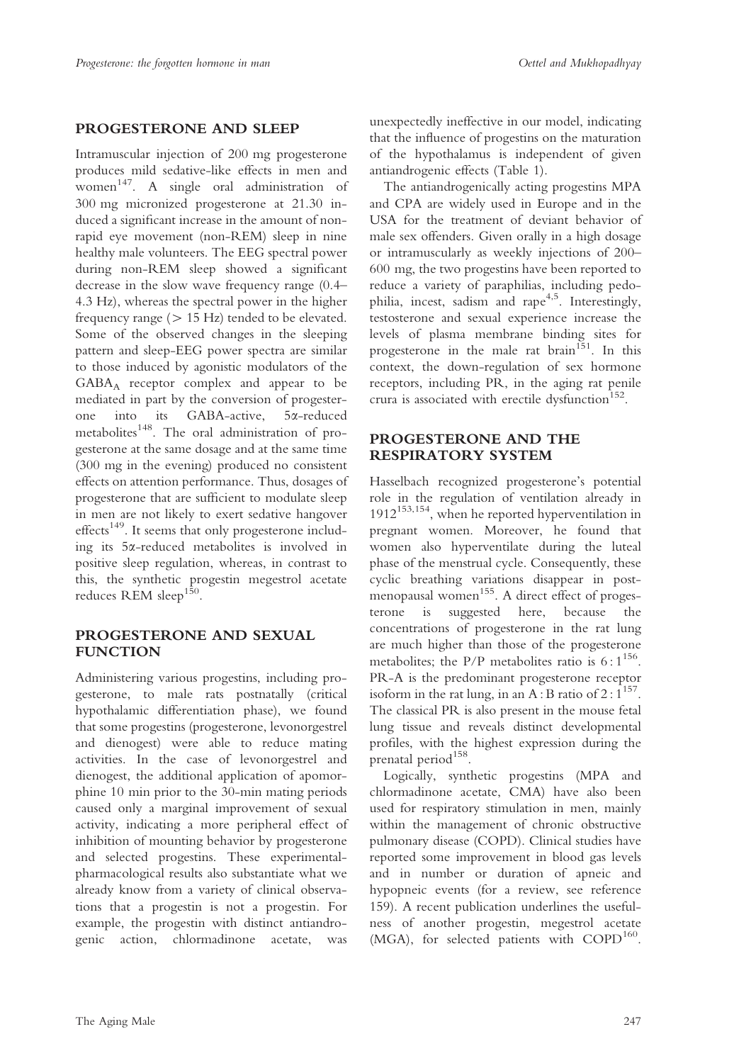## PROGESTERONE AND SLEEP

Intramuscular injection of 200 mg progesterone produces mild sedative-like effects in men and women[147]. A single oral administration of 300 mg micronized progesterone at 21.30 induced a significant increase in the amount of non-rapid eye movement (non-REM) sleep in nine healthy male volunteers. The EEG spectral power during non-REM sleep showed a significant decrease in the slow wave frequency range (0.4–4.3 Hz), whereas the spectral power in the higher frequency range (> 15 Hz) tended to be elevated. Some of the observed changes in the sleeping pattern and sleep-EEG power spectra are similar to those induced by agonistic modulators of the $GABA_A$ receptor complex and appear to be mediated in part by the conversion of progesterone into its GABA-active, 5α-reduced metabolites[148]. The oral administration of progesterone at the same dosage and at the same time (300 mg in the evening) produced no consistent effects on attention performance. Thus, dosages of progesterone that are sufficient to modulate sleep in men are not likely to exert sedative hangover effects[149]. It seems that only progesterone including its 5α-reduced metabolites is involved in positive sleep regulation, whereas, in contrast to this, the synthetic progestin megestrol acetate reduces REM sleep[150].

## PROGESTERONE AND SEXUAL FUNCTION

Administering various progestins, including progesterone, to male rats postnatally (critical hypothalamic differentiation phase), we found that some progestins (progesterone, levonorgestrel and dienogest) were able to reduce mating activities. In the case of levonorgestrel and dienogest, the additional application of apomorphine 10 min prior to the 30-min mating periods caused only a marginal improvement of sexual activity, indicating a more peripheral effect of inhibition of mounting behavior by progesterone and selected progestins. These experimental-pharmacological results also substantiate what we already know from a variety of clinical observations that a progestin is not a progestin. For example, the progestin with distinct antiandrogenic action, chlormadinone acetate, was unexpectedly ineffective in our model, indicating that the influence of progestins on the maturation of the hypothalamus is independent of given antiandrogenic effects (Table 1).

The antiandrogenically acting progestins MPA and CPA are widely used in Europe and in the USA for the treatment of deviant behavior of male sex offenders. Given orally in a high dosage or intramuscularly as weekly injections of 200–600 mg, the two progestins have been reported to reduce a variety of paraphilias, including pedophilia, incest, sadism and rape[4,5]. Interestingly, testosterone and sexual experience increase the levels of plasma membrane binding sites for progesterone in the male rat brain[151]. In this context, the down-regulation of sex hormone receptors, including PR, in the aging rat penile crura is associated with erectile dysfunction[152].

## PROGESTERONE AND THE RESPIRATORY SYSTEM

Hasselbach recognized progesterone's potential role in the regulation of ventilation already in 1912[153,154], when he reported hyperventilation in pregnant women. Moreover, he found that women also hyperventilate during the luteal phase of the menstrual cycle. Consequently, these cyclic breathing variations disappear in postmenopausal women[155]. A direct effect of progesterone is suggested here, because the concentrations of progesterone in the rat lung are much higher than those of the progesterone metabolites; the P/P metabolites ratio is 6 : 1[156]. PR-A is the predominant progesterone receptor isoform in the rat lung, in an A : B ratio of 2 : 1[157]. The classical PR is also present in the mouse fetal lung tissue and reveals distinct developmental profiles, with the highest expression during the prenatal period[158].

Logically, synthetic progestins (MPA and chlormadinone acetate, CMA) have also been used for respiratory stimulation in men, mainly within the management of chronic obstructive pulmonary disease (COPD). Clinical studies have reported some improvement in blood gas levels and in number or duration of apneic and hypopneic events (for a review, see reference 159). A recent publication underlines the usefulness of another progestin, megestrol acetate (MGA), for selected patients with COPD[160].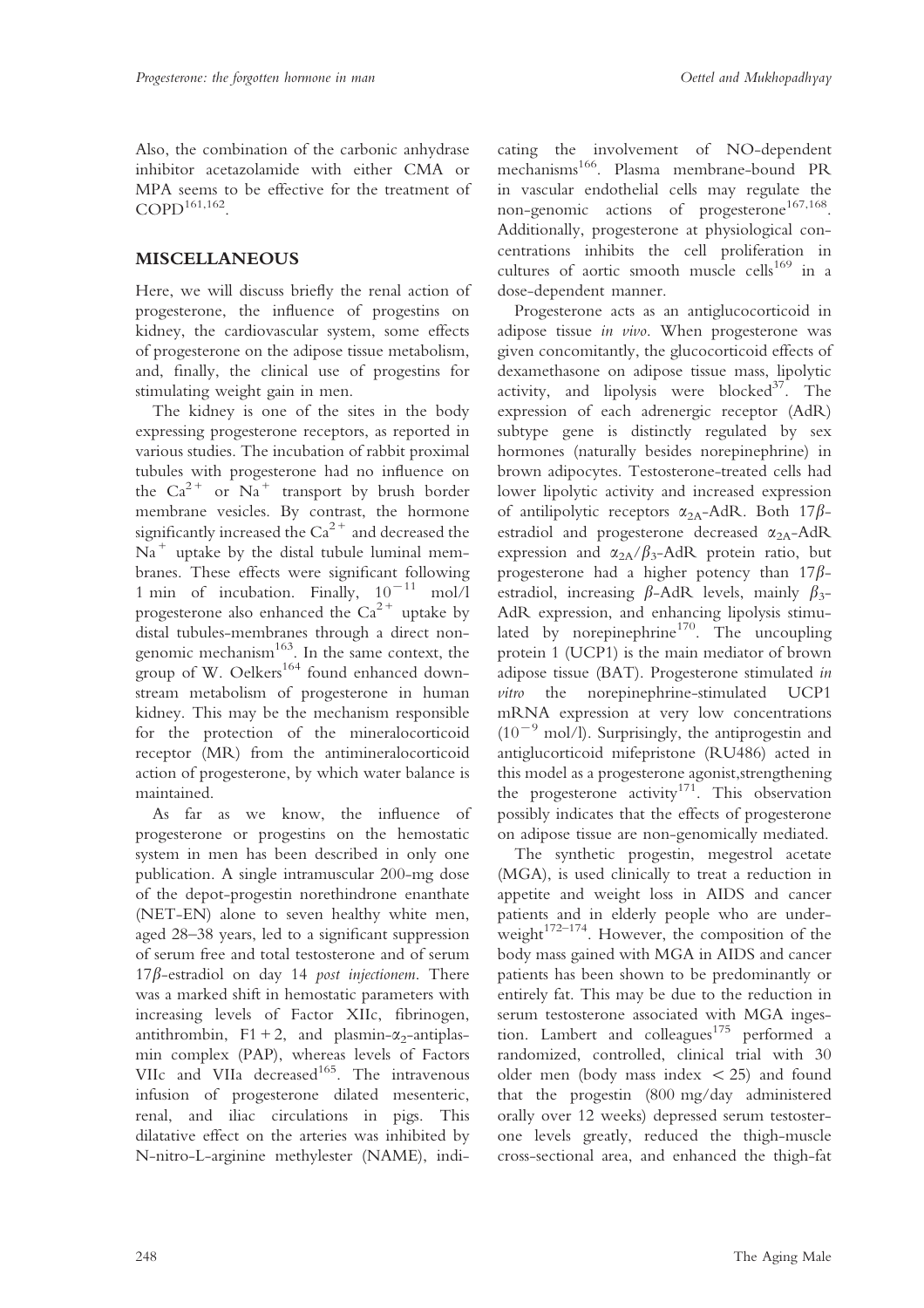Also, the combination of the carbonic anhydrase inhibitor acetazolamide with either CMA or MPA seems to be effective for the treatment of COPD[161,162].

## MISCELLANEOUS

Here, we will discuss briefly the renal action of progesterone, the influence of progestins on kidney, the cardiovascular system, some effects of progesterone on the adipose tissue metabolism, and, finally, the clinical use of progestins for stimulating weight gain in men.

The kidney is one of the sites in the body expressing progesterone receptors, as reported in various studies. The incubation of rabbit proximal tubules with progesterone had no influence on the $Ca^{2+}$ or $Na^{+}$ transport by brush border membrane vesicles. By contrast, the hormone significantly increased the $Ca^{2+}$ and decreased the $Na^{+}$ uptake by the distal tubule luminal membranes. These effects were significant following 1 min of incubation. Finally, $10^{-11}$ mol/l progesterone also enhanced the $Ca^{2+}$ uptake by distal tubules-membranes through a direct non-genomic mechanism[163]. In the same context, the group of W. Oelkers[164] found enhanced downstream metabolism of progesterone in human kidney. This may be the mechanism responsible for the protection of the mineralocorticoid receptor (MR) from the antimineralocorticoid action of progesterone, by which water balance is maintained.

As far as we know, the influence of progesterone or progestins on the hemostatic system in men has been described in only one publication. A single intramuscular 200-mg dose of the depot-progestin norethindrone enanthate (NET-EN) alone to seven healthy white men, aged 28–38 years, led to a significant suppression of serum free and total testosterone and of serum $17\beta$-estradiol on day 14 *post injectionem*. There was a marked shift in hemostatic parameters with increasing levels of Factor XIIc, fibrinogen, antithrombin, F1 + 2, and plasmin-$\alpha_2$-antiplasmin complex (PAP), whereas levels of Factors VIIc and VIIa decreased[165]. The intravenous infusion of progesterone dilated mesenteric, renal, and iliac circulations in pigs. This dilatative effect on the arteries was inhibited by N-nitro-L-arginine methylester (NAME), indicating the involvement of NO-dependent mechanisms[166]. Plasma membrane-bound PR in vascular endothelial cells may regulate the non-genomic actions of progesterone[167,168]. Additionally, progesterone at physiological concentrations inhibits the cell proliferation in cultures of aortic smooth muscle cells[169] in a dose-dependent manner.

Progesterone acts as an antiglucocorticoid in adipose tissue *in vivo*. When progesterone was given concomitantly, the glucocorticoid effects of dexamethasone on adipose tissue mass, lipolytic activity, and lipolysis were blocked[37]. The expression of each adrenergic receptor (AdR) subtype gene is distinctly regulated by sex hormones (naturally besides norepinephrine) in brown adipocytes. Testosterone-treated cells had lower lipolytic activity and increased expression of antilipolytic receptors $\alpha_{2A}$-AdR. Both $17\beta$-estradiol and progesterone decreased $\alpha_{2A}$-AdR expression and $\alpha_{2A}/\beta_3$-AdR protein ratio, but progesterone had a higher potency than $17\beta$-estradiol, increasing $\beta$-AdR levels, mainly $\beta_3$-AdR expression, and enhancing lipolysis stimulated by norepinephrine[170]. The uncoupling protein 1 (UCP1) is the main mediator of brown adipose tissue (BAT). Progesterone stimulated *in vitro* the norepinephrine-stimulated UCP1 mRNA expression at very low concentrations ($10^{-9}$ mol/l). Surprisingly, the antiprogestin and antiglucocorticoid mifepristone (RU486) acted in this model as a progesterone agonist,strengthening the progesterone activity[171]. This observation possibly indicates that the effects of progesterone on adipose tissue are non-genomically mediated.

The synthetic progestin, megestrol acetate (MGA), is used clinically to treat a reduction in appetite and weight loss in AIDS and cancer patients and in elderly people who are underweight[172–174]. However, the composition of the body mass gained with MGA in AIDS and cancer patients has been shown to be predominantly or entirely fat. This may be due to the reduction in serum testosterone associated with MGA ingestion. Lambert and colleagues[175] performed a randomized, controlled, clinical trial with 30 older men (body mass index < 25) and found that the progestin (800 mg/day administered orally over 12 weeks) depressed serum testosterone levels greatly, reduced the thigh-muscle cross-sectional area, and enhanced the thigh-fat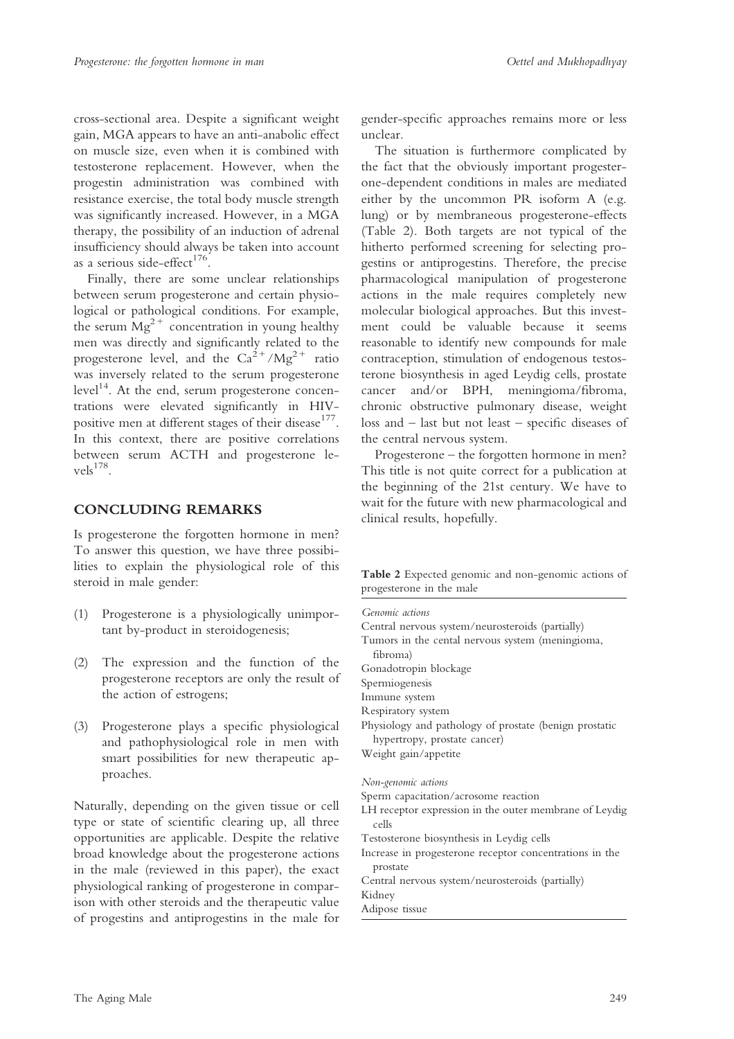cross-sectional area. Despite a significant weight gain, MGA appears to have an anti-anabolic effect on muscle size, even when it is combined with testosterone replacement. However, when the progestin administration was combined with resistance exercise, the total body muscle strength was significantly increased. However, in a MGA therapy, the possibility of an induction of adrenal insufficiency should always be taken into account as a serious side-effect[176].

Finally, there are some unclear relationships between serum progesterone and certain physiological or pathological conditions. For example, the serum $Mg^{2+}$ concentration in young healthy men was directly and significantly related to the progesterone level, and the $Ca^{2+}/Mg^{2+}$ ratio was inversely related to the serum progesterone level[14]. At the end, serum progesterone concentrations were elevated significantly in HIV-positive men at different stages of their disease[177]. In this context, there are positive correlations between serum ACTH and progesterone levels[178].

## CONCLUDING REMARKS

Is progesterone the forgotten hormone in men? To answer this question, we have three possibilities to explain the physiological role of this steroid in male gender:

(1) Progesterone is a physiologically unimportant by-product in steroidogenesis;

(2) The expression and the function of the progesterone receptors are only the result of the action of estrogens;

(3) Progesterone plays a specific physiological and pathophysiological role in men with smart possibilities for new therapeutic approaches.

Naturally, depending on the given tissue or cell type or state of scientific clearing up, all three opportunities are applicable. Despite the relative broad knowledge about the progesterone actions in the male (reviewed in this paper), the exact physiological ranking of progesterone in comparison with other steroids and the therapeutic value of progestins and antiprogestins in the male for gender-specific approaches remains more or less unclear.

The situation is furthermore complicated by the fact that the obviously important progesterone-dependent conditions in males are mediated either by the uncommon PR isoform A (e.g. lung) or by membraneous progesterone-effects (Table 2). Both targets are not typical of the hitherto performed screening for selecting progestins or antiprogestins. Therefore, the precise pharmacological manipulation of progesterone actions in the male requires completely new molecular biological approaches. But this investment could be valuable because it seems reasonable to identify new compounds for male contraception, stimulation of endogenous testosterone biosynthesis in aged Leydig cells, prostate cancer and/or BPH, meningioma/fibroma, chronic obstructive pulmonary disease, weight loss and – last but not least – specific diseases of the central nervous system.

Progesterone – the forgotten hormone in men? This title is not quite correct for a publication at the beginning of the 21st century. We have to wait for the future with new pharmacological and clinical results, hopefully.

**Table 2** Expected genomic and non-genomic actions of progesterone in the male

| |
|---|
| *Genomic actions* |
| Central nervous system/neurosteroids (partially) |
| Tumors in the cental nervous system (meningioma, fibroma) |
| Gonadotropin blockage |
| Spermiogenesis |
| Immune system |
| Respiratory system |
| Physiology and pathology of prostate (benign prostatic hypertropy, prostate cancer) |
| Weight gain/appetite |
| *Non-genomic actions* |
| Sperm capacitation/acrosome reaction |
| LH receptor expression in the outer membrane of Leydig cells |
| Testosterone biosynthesis in Leydig cells |
| Increase in progesterone receptor concentrations in the prostate |
| Central nervous system/neurosteroids (partially) |
| Kidney |
| Adipose tissue |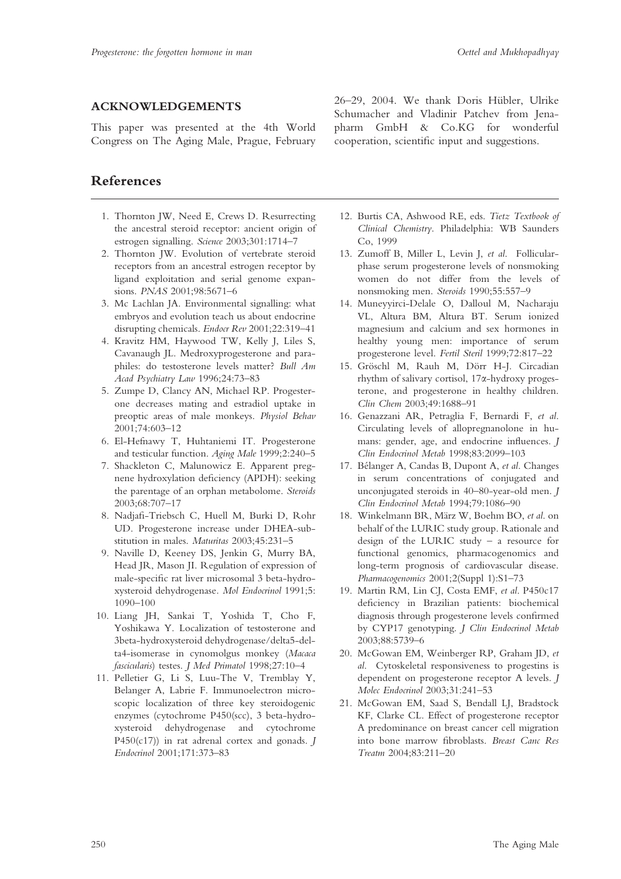## ACKNOWLEDGEMENTS

This paper was presented at the 4th World Congress on The Aging Male, Prague, February 26–29, 2004. We thank Doris Hübler, Ulrike Schumacher and Vladinir Patchev from Jenapharm GmbH & Co.KG for wonderful cooperation, scientific input and suggestions.

# References

1. Thornton JW, Need E, Crews D. Resurrecting the ancestral steroid receptor: ancient origin of estrogen signalling. *Science* 2003;301:1714–7
2. Thornton JW. Evolution of vertebrate steroid receptors from an ancestral estrogen receptor by ligand exploitation and serial genome expansions. *PNAS* 2001;98:5671–6
3. Mc Lachlan JA. Environmental signalling: what embryos and evolution teach us about endocrine disrupting chemicals. *Endocr Rev* 2001;22:319–41
4. Kravitz HM, Haywood TW, Kelly J, Liles S, Cavanaugh JL. Medroxyprogesterone and paraphiles: do testosterone levels matter? *Bull Am Acad Psychiatry Law* 1996;24:73–83
5. Zumpe D, Clancy AN, Michael RP. Progesterone decreases mating and estradiol uptake in preoptic areas of male monkeys. *Physiol Behav* 2001;74:603–12
6. El-Hefnawy T, Huhtaniemi IT. Progesterone and testicular function. *Aging Male* 1999;2:240–5
7. Shackleton C, Malunowicz E. Apparent pregnene hydroxylation deficiency (APDH): seeking the parentage of an orphan metabolome. *Steroids* 2003;68:707–17
8. Nadjafi-Triebsch C, Huell M, Burki D, Rohr UD. Progesterone increase under DHEA-substitution in males. *Maturitas* 2003;45:231–5
9. Naville D, Keeney DS, Jenkin G, Murry BA, Head JR, Mason JI. Regulation of expression of male-specific rat liver microsomal 3 beta-hydroxysteroid dehydrogenase. *Mol Endocrinol* 1991;5:1090–100
10. Liang JH, Sankai T, Yoshida T, Cho F, Yoshikawa Y. Localization of testosterone and 3beta-hydroxysteroid dehydrogenase/delta5-delta4-isomerase in cynomolgus monkey (*Macaca fascicularis*) testes. *J Med Primatol* 1998;27:10–4
11. Pelletier G, Li S, Luu-The V, Tremblay Y, Belanger A, Labrie F. Immunoelectron microscopic localization of three key steroidogenic enzymes (cytochrome P450(scc), 3 beta-hydroxysteroid dehydrogenase and cytochrome P450(c17)) in rat adrenal cortex and gonads. *J Endocrinol* 2001;171:373–83
12. Burtis CA, Ashwood RE, eds. *Tietz Textbook of Clinical Chemistry*. Philadelphia: WB Saunders Co, 1999
13. Zumoff B, Miller L, Levin J, *et al*. Follicular-phase serum progesterone levels of nonsmoking women do not differ from the levels of nonsmoking men. *Steroids* 1990;55:557–9
14. Muneyyirci-Delale O, Dalloul M, Nacharaju VL, Altura BM, Altura BT. Serum ionized magnesium and calcium and sex hormones in healthy young men: importance of serum progesterone level. *Fertil Steril* 1999;72:817–22
15. Gröschl M, Rauh M, Dörr H-J. Circadian rhythm of salivary cortisol, 17α-hydroxy progesterone, and progesterone in healthy children. *Clin Chem* 2003;49:1688–91
16. Genazzani AR, Petraglia F, Bernardi F, *et al*. Circulating levels of allopregnanolone in humans: gender, age, and endocrine influences. *J Clin Endocrinol Metab* 1998;83:2099–103
17. Bélanger A, Candas B, Dupont A, *et al*. Changes in serum concentrations of conjugated and unconjugated steroids in 40–80-year-old men. *J Clin Endocrinol Metab* 1994;79:1086–90
18. Winkelmann BR, März W, Boehm BO, *et al*. on behalf of the LURIC study group. Rationale and design of the LURIC study – a resource for functional genomics, pharmacogenomics and long-term prognosis of cardiovascular disease. *Pharmacogenomics* 2001;2(Suppl 1):S1–73
19. Martin RM, Lin CJ, Costa EMF, *et al*. P450c17 deficiency in Brazilian patients: biochemical diagnosis through progesterone levels confirmed by CYP17 genotyping. *J Clin Endocrinol Metab* 2003;88:5739–6
20. McGowan EM, Weinberger RP, Graham JD, *et al*. Cytoskeletal responsiveness to progestins is dependent on progesterone receptor A levels. *J Molec Endocrinol* 2003;31:241–53
21. McGowan EM, Saad S, Bendall LJ, Bradstock KF, Clarke CL. Effect of progesterone receptor A predominance on breast cancer cell migration into bone marrow fibroblasts. *Breast Canc Res Treatm* 2004;83:211–20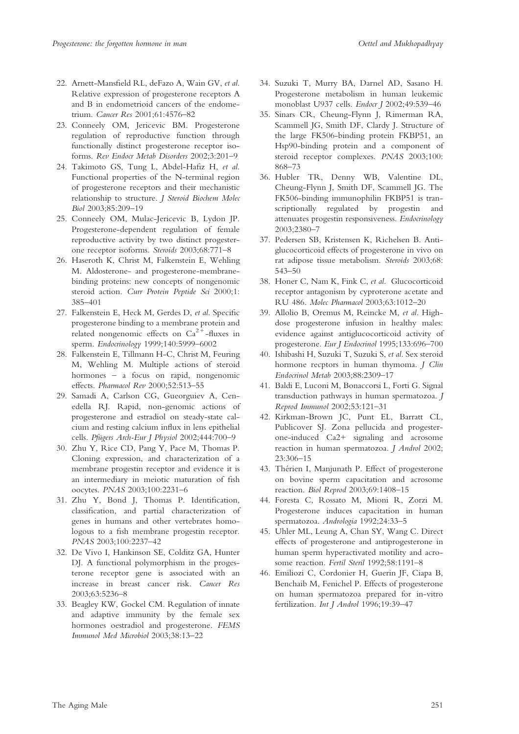22. Arnett-Mansfield RL, deFazo A, Wain GV, *et al.* Relative expression of progesterone receptors A and B in endometrioid cancers of the endometrium. *Cancer Res* 2001;61:4576–82
23. Conneely OM, Jericevic BM. Progesterone regulation of reproductive function through functionally distinct progesterone receptor isoforms. *Rev Endocr Metab Disorders* 2002;3:201–9
24. Takimoto GS, Tung L, Abdel-Hafiz H, *et al.* Functional properties of the N-terminal region of progesterone receptors and their mechanistic relationship to structure. *J Steroid Biochem Molec Biol* 2003;85:209–19
25. Conneely OM, Mulac-Jericevic B, Lydon JP. Progesterone-dependent regulation of female reproductive activity by two distinct progesterone receptor isoforms. *Steroids* 2003;68:771–8
26. Haseroth K, Christ M, Falkenstein E, Wehling M. Aldosterone- and progesterone-membrane-binding proteins: new concepts of nongenomic steroid action. *Curr Protein Peptide Sci* 2000;1: 385–401
27. Falkenstein E, Heck M, Gerdes D, *et al.* Specific progesterone binding to a membrane protein and related nongenomic effects on $Ca^{2+}$-fluxes in sperm. *Endocrinology* 1999;140:5999–6002
28. Falkenstein E, Tillmann H-C, Christ M, Feuring M, Wehling M. Multiple actions of steroid hormones – a focus on rapid, nongenomic effects. *Pharmacol Rev* 2000;52:513–55
29. Samadi A, Carlson CG, Gueorguiev A, Cenedella RJ. Rapid, non-genomic actions of progesterone and estradiol on steady-state calcium and resting calcium influx in lens epithelial cells. *Pfügers Arch-Eur J Physiol* 2002;444:700–9
30. Zhu Y, Rice CD, Pang Y, Pace M, Thomas P. Cloning expression, and characterization of a membrane progestin receptor and evidence it is an intermediary in meiotic maturation of fish oocytes. *PNAS* 2003;100:2231–6
31. Zhu Y, Bond J, Thomas P. Identification, classification, and partial characterization of genes in humans and other vertebrates homologous to a fish membrane progestin receptor. *PNAS* 2003;100:2237–42
32. De Vivo I, Hankinson SE, Colditz GA, Hunter DJ. A functional polymorphism in the progesterone receptor gene is associated with an increase in breast cancer risk. *Cancer Res* 2003;63:5236–8
33. Beagley KW, Gockel CM. Regulation of innate and adaptive immunity by the female sex hormones oestradiol and progesterone. *FEMS Immunol Med Microbiol* 2003;38:13–22
34. Suzuki T, Murry BA, Darnel AD, Sasano H. Progesterone metabolism in human leukemic monoblast U937 cells. *Endocr J* 2002;49:539–46
35. Sinars CR, Cheung-Flynn J, Rimerman RA, Scammell JG, Smith DF, Clardy J. Structure of the large FK506-binding protein FKBP51, an Hsp90-binding protein and a component of steroid receptor complexes. *PNAS* 2003;100: 868–73
36. Hubler TR, Denny WB, Valentine DL, Cheung-Flynn J, Smith DF, Scammell JG. The FK506-binding immunophilin FKBP51 is transcriptionally regulated by progestin and attenuates progestin responsiveness. *Endocrinology* 2003;2380–7
37. Pedersen SB, Kristensen K, Richelsen B. Anti-glucocorticoid effects of progesterone in vivo on rat adipose tissue metabolism. *Steroids* 2003;68: 543–50
38. Honer C, Nam K, Fink C, *et al.* Glucocorticoid receptor antagonism by cyproterone acetate and RU 486. *Molec Pharmacol* 2003;63:1012–20
39. Allolio B, Oremus M, Reincke M, *et al.* High-dose progesterone infusion in healthy males: evidence against antiglucocorticoid activity of progesterone. *Eur J Endocrinol* 1995;133:696–700
40. Ishibashi H, Suzuki T, Suzuki S, *et al.* Sex steroid hormone recptors in human thymoma. *J Clin Endocrinol Metab* 2003;88:2309–17
41. Baldi E, Luconi M, Bonaccorsi L, Forti G. Signal transduction pathways in human spermatozoa. *J Reprod Immunol* 2002;53:121–31
42. Kirkman-Brown JC, Punt EL, Barratt CL, Publicover SJ. Zona pellucida and progesterone-induced Ca2+ signaling and acrosome reaction in human spermatozoa. *J Androl* 2002; 23:306–15
43. Thérien I, Manjunath P. Effect of progesterone on bovine sperm capacitation and acrosome reaction. *Biol Reprod* 2003;69:1408–15
44. Foresta C, Rossato M, Mioni R, Zorzi M. Progesterone induces capacitation in human spermatozoa. *Andrologia* 1992;24:33–5
45. Uhler ML, Leung A, Chan SY, Wang C. Direct effects of progesterone and antiprogesterone in human sperm hyperactivated motility and acrosome reaction. *Fertil Steril* 1992;58:1191–8
46. Emiliozi C, Cordonier H, Guerin JF, Ciapa B, Benchaib M, Fenichel P. Effects of progesterone on human spermatozoa prepared for in-vitro fertilization. *Int J Androl* 1996;19:39–47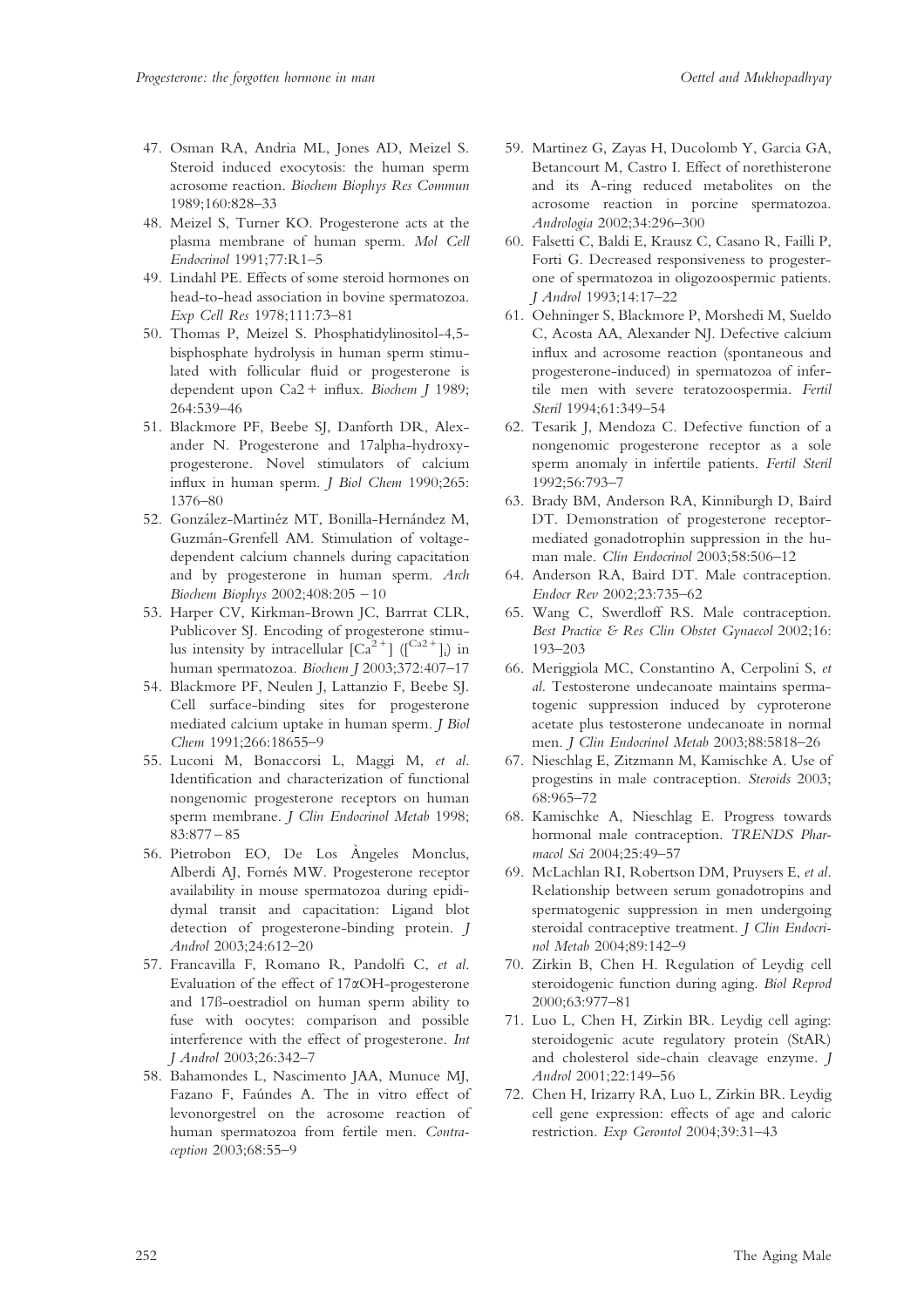47. Osman RA, Andria ML, Jones AD, Meizel S. Steroid induced exocytosis: the human sperm acrosome reaction. *Biochem Biophys Res Commun* 1989;160:828–33
48. Meizel S, Turner KO. Progesterone acts at the plasma membrane of human sperm. *Mol Cell Endocrinol* 1991;77:R1–5
49. Lindahl PE. Effects of some steroid hormones on head-to-head association in bovine spermatozoa. *Exp Cell Res* 1978;111:73–81
50. Thomas P, Meizel S. Phosphatidylinositol-4,5-bisphosphate hydrolysis in human sperm stimulated with follicular fluid or progesterone is dependent upon Ca2+ influx. *Biochem J* 1989; 264:539–46
51. Blackmore PF, Beebe SJ, Danforth DR, Alexander N. Progesterone and 17alpha-hydroxyprogesterone. Novel stimulators of calcium influx in human sperm. *J Biol Chem* 1990;265: 1376–80
52. González-Martinéz MT, Bonilla-Hernández M, Guzmán-Grenfell AM. Stimulation of voltage-dependent calcium channels during capacitation and by progesterone in human sperm. *Arch Biochem Biophys* 2002;408:205 – 10
53. Harper CV, Kirkman-Brown JC, Barrrat CLR, Publicover SJ. Encoding of progesterone stimulus intensity by intracellular $[Ca^{2+}]$ ($[^{Ca2+}]_i$) in human spermatozoa. *Biochem J* 2003;372:407–17
54. Blackmore PF, Neulen J, Lattanzio F, Beebe SJ. Cell surface-binding sites for progesterone mediated calcium uptake in human sperm. *J Biol Chem* 1991;266:18655–9
55. Luconi M, Bonaccorsi L, Maggi M, *et al*. Identification and characterization of functional nongenomic progesterone receptors on human sperm membrane. *J Clin Endocrinol Metab* 1998; 83:877 – 85
56. Pietrobon EO, De Los Àngeles Monclus, Alberdi AJ, Fornés MW. Progesterone receptor availability in mouse spermatozoa during epididymal transit and capacitation: Ligand blot detection of progesterone-binding protein. *J Androl* 2003;24:612–20
57. Francavilla F, Romano R, Pandolfi C, *et al*. Evaluation of the effect of 17αOH-progesterone and 17ß-oestradiol on human sperm ability to fuse with oocytes: comparison and possible interference with the effect of progesterone. *Int J Androl* 2003;26:342–7
58. Bahamondes L, Nascimento JAA, Munuce MJ, Fazano F, Faúndes A. The in vitro effect of levonorgestrel on the acrosome reaction of human spermatozoa from fertile men. *Contraception* 2003;68:55–9
59. Martinez G, Zayas H, Ducolomb Y, Garcia GA, Betancourt M, Castro I. Effect of norethisterone and its A-ring reduced metabolites on the acrosome reaction in porcine spermatozoa. *Andrologia* 2002;34:296–300
60. Falsetti C, Baldi E, Krausz C, Casano R, Failli P, Forti G. Decreased responsiveness to progesterone of spermatozoa in oligozoospermic patients. *J Androl* 1993;14:17–22
61. Oehninger S, Blackmore P, Morshedi M, Sueldo C, Acosta AA, Alexander NJ. Defective calcium influx and acrosome reaction (spontaneous and progesterone-induced) in spermatozoa of infertile men with severe teratozoospermia. *Fertil Steril* 1994;61:349–54
62. Tesarik J, Mendoza C. Defective function of a nongenomic progesterone receptor as a sole sperm anomaly in infertile patients. *Fertil Steril* 1992;56:793–7
63. Brady BM, Anderson RA, Kinniburgh D, Baird DT. Demonstration of progesterone receptor-mediated gonadotrophin suppression in the human male. *Clin Endocrinol* 2003;58:506–12
64. Anderson RA, Baird DT. Male contraception. *Endocr Rev* 2002;23:735–62
65. Wang C, Swerdloff RS. Male contraception. *Best Practice & Res Clin Obstet Gynaecol* 2002;16: 193–203
66. Meriggiola MC, Constantino A, Cerpolini S, *et al*. Testosterone undecanoate maintains spermatogenic suppression induced by cyproterone acetate plus testosterone undecanoate in normal men. *J Clin Endocrinol Metab* 2003;88:5818–26
67. Nieschlag E, Zitzmann M, Kamischke A. Use of progestins in male contraception. *Steroids* 2003; 68:965–72
68. Kamischke A, Nieschlag E. Progress towards hormonal male contraception. *TRENDS Pharmacol Sci* 2004;25:49–57
69. McLachlan RI, Robertson DM, Pruysers E, *et al*. Relationship between serum gonadotropins and spermatogenic suppression in men undergoing steroidal contraceptive treatment. *J Clin Endocrinol Metab* 2004;89:142–9
70. Zirkin B, Chen H. Regulation of Leydig cell steroidogenic function during aging. *Biol Reprod* 2000;63:977–81
71. Luo L, Chen H, Zirkin BR. Leydig cell aging: steroidogenic acute regulatory protein (StAR) and cholesterol side-chain cleavage enzyme. *J Androl* 2001;22:149–56
72. Chen H, Irizarry RA, Luo L, Zirkin BR. Leydig cell gene expression: effects of age and caloric restriction. *Exp Gerontol* 2004;39:31–43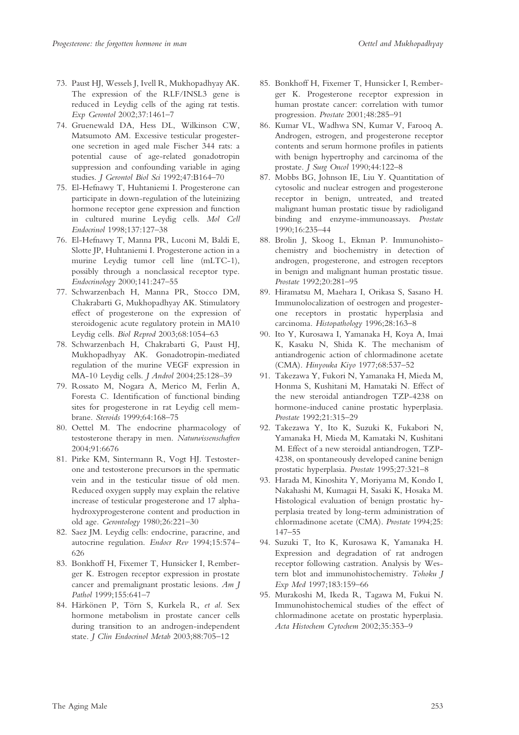73. Paust HJ, Wessels J, Ivell R, Mukhopadhyay AK. The expression of the RLF/INSL3 gene is reduced in Leydig cells of the aging rat testis. *Exp Gerontol* 2002;37:1461–7
74. Gruenewald DA, Hess DL, Wilkinson CW, Matsumoto AM. Excessive testicular progesterone secretion in aged male Fischer 344 rats: a potential cause of age-related gonadotropin suppression and confounding variable in aging studies. *J Gerontol Biol Sci* 1992;47:B164–70
75. El-Hefnawy T, Huhtaniemi I. Progesterone can participate in down-regulation of the luteinizing hormone receptor gene expression and function in cultured murine Leydig cells. *Mol Cell Endocrinol* 1998;137:127–38
76. El-Hefnawy T, Manna PR, Luconi M, Baldi E, Slotte JP, Huhtaniemi I. Progesterone action in a murine Leydig tumor cell line (mLTC-1), possibly through a nonclassical receptor type. *Endocrinology* 2000;141:247–55
77. Schwarzenbach H, Manna PR, Stocco DM, Chakrabarti G, Mukhopadhyay AK. Stimulatory effect of progesterone on the expression of steroidogenic acute regulatory protein in MA10 Leydig cells. *Biol Reprod* 2003;68:1054–63
78. Schwarzenbach H, Chakrabarti G, Paust HJ, Mukhopadhyay AK. Gonadotropin-mediated regulation of the murine VEGF expression in MA-10 Leydig cells. *J Androl* 2004;25:128–39
79. Rossato M, Nogara A, Merico M, Ferlin A, Foresta C. Identification of functional binding sites for progesterone in rat Leydig cell membrane. *Steroids* 1999;64:168–75
80. Oettel M. The endocrine pharmacology of testosterone therapy in men. *Naturwissenschaften* 2004;91:6676
81. Pirke KM, Sintermann R, Vogt HJ. Testosterone and testosterone precursors in the spermatic vein and in the testicular tissue of old men. Reduced oxygen supply may explain the relative increase of testicular progesterone and 17 alpha-hydroxyprogesterone content and production in old age. *Gerontology* 1980;26:221–30
82. Saez JM. Leydig cells: endocrine, paracrine, and autocrine regulation. *Endocr Rev* 1994;15:574–626
83. Bonkhoff H, Fixemer T, Hunsicker I, Remberger K. Estrogen receptor expression in prostate cancer and premalignant prostatic lesions. *Am J Pathol* 1999;155:641–7
84. Härkönen P, Törn S, Kurkela R, *et al*. Sex hormone metabolism in prostate cancer cells during transition to an androgen-independent state. *J Clin Endocrinol Metab* 2003;88:705–12
85. Bonkhoff H, Fixemer T, Hunsicker I, Remberger K. Progesterone receptor expression in human prostate cancer: correlation with tumor progression. *Prostate* 2001;48:285–91
86. Kumar VL, Wadhwa SN, Kumar V, Farooq A. Androgen, estrogen, and progesterone receptor contents and serum hormone profiles in patients with benign hypertrophy and carcinoma of the prostate. *J Surg Oncol* 1990;44:122–8
87. Mobbs BG, Johnson IE, Liu Y. Quantitation of cytosolic and nuclear estrogen and progesterone receptor in benign, untreated, and treated malignant human prostatic tissue by radioligand binding and enzyme-immunoassays. *Prostate* 1990;16:235–44
88. Brolin J, Skoog L, Ekman P. Immunohistochemistry and biochemistry in detection of androgen, progesterone, and estrogen receptors in benign and malignant human prostatic tissue. *Prostate* 1992;20:281–95
89. Hiramatsu M, Maehara I, Orikasa S, Sasano H. Immunolocalization of oestrogen and progesterone receptors in prostatic hyperplasia and carcinoma. *Histopathology* 1996;28:163–8
90. Ito Y, Kurosawa I, Yamanaka H, Koya A, Imai K, Kasaku N, Shida K. The mechanism of antiandrogenic action of chlormadinone acetate (CMA). *Hinyouka Kiyo* 1977;68:537–52
91. Takezawa Y, Fukori N, Yamanaka H, Mieda M, Honma S, Kushitani M, Hamataki N. Effect of the new steroidal antiandrogen TZP-4238 on hormone-induced canine prostatic hyperplasia. *Prostate* 1992;21:315–29
92. Takezawa Y, Ito K, Suzuki K, Fukabori N, Yamanaka H, Mieda M, Kamataki N, Kushitani M. Effect of a new steroidal antiandrogen, TZP-4238, on spontaneously developed canine benign prostatic hyperplasia. *Prostate* 1995;27:321–8
93. Harada M, Kinoshita Y, Moriyama M, Kondo I, Nakahashi M, Kumagai H, Sasaki K, Hosaka M. Histological evaluation of benign prostatic hyperplasia treated by long-term administration of chlormadinone acetate (CMA). *Prostate* 1994;25:147–55
94. Suzuki T, Ito K, Kurosawa K, Yamanaka H. Expression and degradation of rat androgen receptor following castration. Analysis by Western blot and immunohistochemistry. *Tohoku J Exp Med* 1997;183:159–66
95. Murakoshi M, Ikeda R, Tagawa M, Fukui N. Immunohistochemical studies of the effect of chlormadinone acetate on prostatic hyperplasia. *Acta Histochem Cytochem* 2002;35:353–9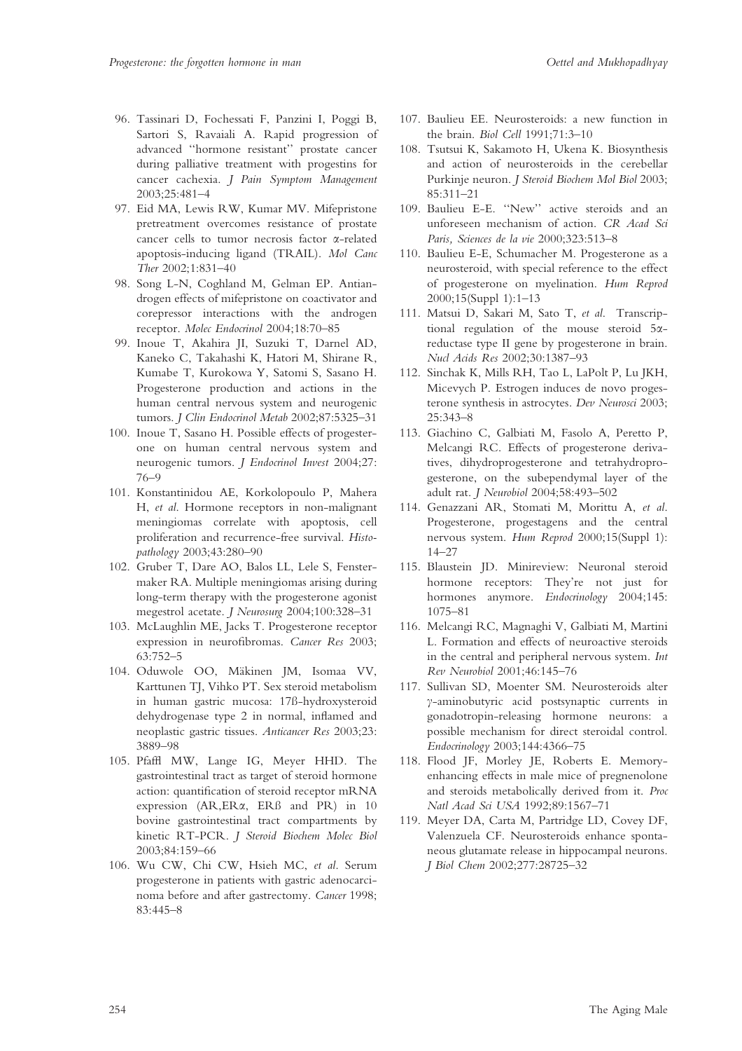96. Tassinari D, Fochessati F, Panzini I, Poggi B, Sartori S, Ravaiali A. Rapid progression of advanced "hormone resistant" prostate cancer during palliative treatment with progestins for cancer cachexia. *J Pain Symptom Management* 2003;25:481–4
97. Eid MA, Lewis RW, Kumar MV. Mifepristone pretreatment overcomes resistance of prostate cancer cells to tumor necrosis factor α-related apoptosis-inducing ligand (TRAIL). *Mol Canc Ther* 2002;1:831–40
98. Song L-N, Coghland M, Gelman EP. Antiandrogen effects of mifepristone on coactivator and corepressor interactions with the androgen receptor. *Molec Endocrinol* 2004;18:70–85
99. Inoue T, Akahira JI, Suzuki T, Darnel AD, Kaneko C, Takahashi K, Hatori M, Shirane R, Kumabe T, Kurokowa Y, Satomi S, Sasano H. Progesterone production and actions in the human central nervous system and neurogenic tumors. *J Clin Endocrinol Metab* 2002;87:5325–31
100. Inoue T, Sasano H. Possible effects of progesterone on human central nervous system and neurogenic tumors. *J Endocrinol Invest* 2004;27: 76–9
101. Konstantinidou AE, Korkolopoulo P, Mahera H, *et al*. Hormone receptors in non-malignant meningiomas correlate with apoptosis, cell proliferation and recurrence-free survival. *Histopathology* 2003;43:280–90
102. Gruber T, Dare AO, Balos LL, Lele S, Fenstermaker RA. Multiple meningiomas arising during long-term therapy with the progesterone agonist megestrol acetate. *J Neurosurg* 2004;100:328–31
103. McLaughlin ME, Jacks T. Progesterone receptor expression in neurofibromas. *Cancer Res* 2003; 63:752–5
104. Oduwole OO, Mäkinen JM, Isomaa VV, Karttunen TJ, Vihko PT. Sex steroid metabolism in human gastric mucosa: 17ß-hydroxysteroid dehydrogenase type 2 in normal, inflamed and neoplastic gastric tissues. *Anticancer Res* 2003;23: 3889–98
105. Pfaffl MW, Lange IG, Meyer HHD. The gastrointestinal tract as target of steroid hormone action: quantification of steroid receptor mRNA expression (AR,ERα, ERß and PR) in 10 bovine gastrointestinal tract compartments by kinetic RT-PCR. *J Steroid Biochem Molec Biol* 2003;84:159–66
106. Wu CW, Chi CW, Hsieh MC, *et al*. Serum progesterone in patients with gastric adenocarcinoma before and after gastrectomy. *Cancer* 1998; 83:445–8
107. Baulieu EE. Neurosteroids: a new function in the brain. *Biol Cell* 1991;71:3–10
108. Tsutsui K, Sakamoto H, Ukena K. Biosynthesis and action of neurosteroids in the cerebellar Purkinje neuron. *J Steroid Biochem Mol Biol* 2003; 85:311–21
109. Baulieu E-E. "New" active steroids and an unforeseen mechanism of action. *CR Acad Sci Paris, Sciences de la vie* 2000;323:513–8
110. Baulieu E-E, Schumacher M. Progesterone as a neurosteroid, with special reference to the effect of progesterone on myelination. *Hum Reprod* 2000;15(Suppl 1):1–13
111. Matsui D, Sakari M, Sato T, *et al*. Transcriptional regulation of the mouse steroid 5α-reductase type II gene by progesterone in brain. *Nucl Acids Res* 2002;30:1387–93
112. Sinchak K, Mills RH, Tao L, LaPolt P, Lu JKH, Micevych P. Estrogen induces de novo progesterone synthesis in astrocytes. *Dev Neurosci* 2003; 25:343–8
113. Giachino C, Galbiati M, Fasolo A, Peretto P, Melcangi RC. Effects of progesterone derivatives, dihydroprogesterone and tetrahydroprogesterone, on the subependymal layer of the adult rat. *J Neurobiol* 2004;58:493–502
114. Genazzani AR, Stomati M, Morittu A, *et al*. Progesterone, progestagens and the central nervous system. *Hum Reprod* 2000;15(Suppl 1): 14–27
115. Blaustein JD. Minireview: Neuronal steroid hormone receptors: They're not just for hormones anymore. *Endocrinology* 2004;145: 1075–81
116. Melcangi RC, Magnaghi V, Galbiati M, Martini L. Formation and effects of neuroactive steroids in the central and peripheral nervous system. *Int Rev Neurobiol* 2001;46:145–76
117. Sullivan SD, Moenter SM. Neurosteroids alter γ-aminobutyric acid postsynaptic currents in gonadotropin-releasing hormone neurons: a possible mechanism for direct steroidal control. *Endocrinology* 2003;144:4366–75
118. Flood JF, Morley JE, Roberts E. Memory-enhancing effects in male mice of pregnenolone and steroids metabolically derived from it. *Proc Natl Acad Sci USA* 1992;89:1567–71
119. Meyer DA, Carta M, Partridge LD, Covey DF, Valenzuela CF. Neurosteroids enhance spontaneous glutamate release in hippocampal neurons. *J Biol Chem* 2002;277:28725–32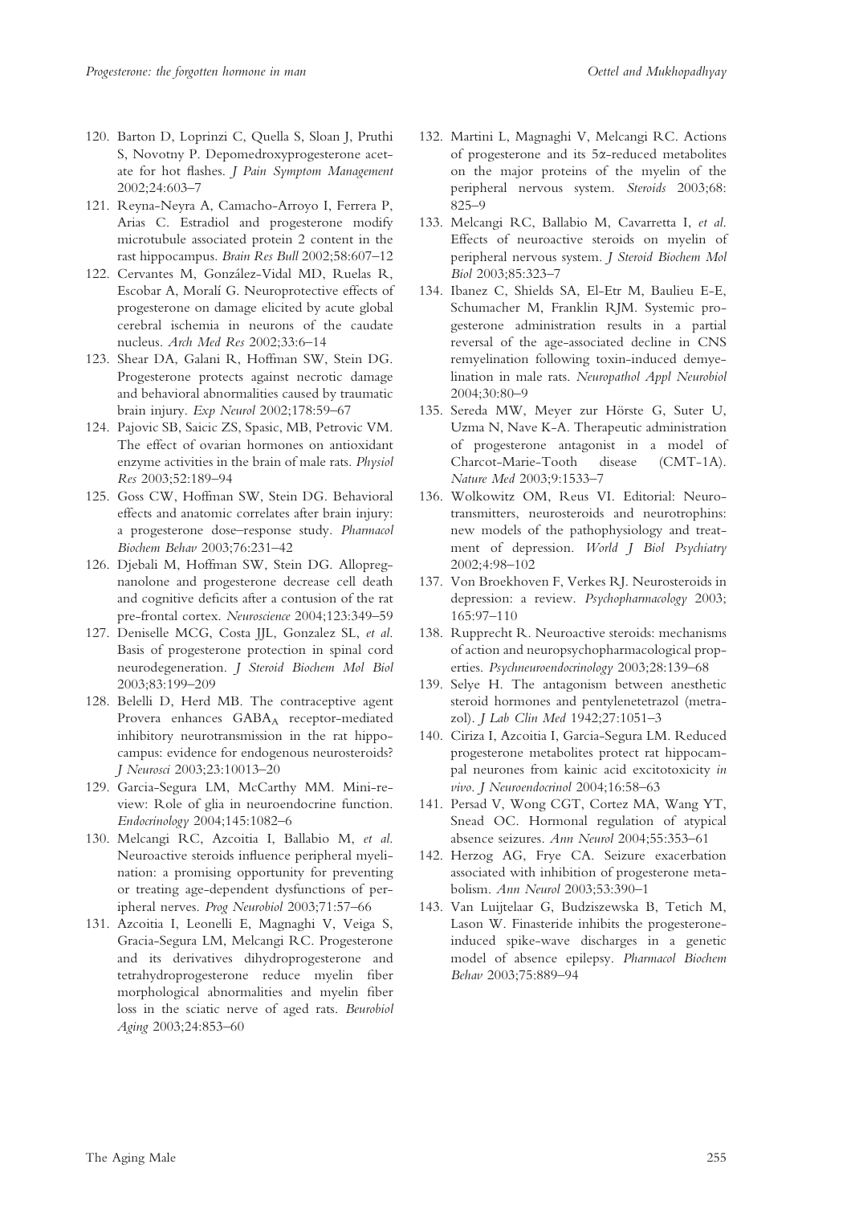120. Barton D, Loprinzi C, Quella S, Sloan J, Pruthi S, Novotny P. Depomedroxyprogesterone acetate for hot flashes. *J Pain Symptom Management* 2002;24:603–7
121. Reyna-Neyra A, Camacho-Arroyo I, Ferrera P, Arias C. Estradiol and progesterone modify microtubule associated protein 2 content in the rast hippocampus. *Brain Res Bull* 2002;58:607–12
122. Cervantes M, González-Vidal MD, Ruelas R, Escobar A, Moralí G. Neuroprotective effects of progesterone on damage elicited by acute global cerebral ischemia in neurons of the caudate nucleus. *Arch Med Res* 2002;33:6–14
123. Shear DA, Galani R, Hoffman SW, Stein DG. Progesterone protects against necrotic damage and behavioral abnormalities caused by traumatic brain injury. *Exp Neurol* 2002;178:59–67
124. Pajovic SB, Saicic ZS, Spasic, MB, Petrovic VM. The effect of ovarian hormones on antioxidant enzyme activities in the brain of male rats. *Physiol Res* 2003;52:189–94
125. Goss CW, Hoffman SW, Stein DG. Behavioral effects and anatomic correlates after brain injury: a progesterone dose–response study. *Pharmacol Biochem Behav* 2003;76:231–42
126. Djebali M, Hoffman SW, Stein DG. Allopregnanolone and progesterone decrease cell death and cognitive deficits after a contusion of the rat pre-frontal cortex. *Neuroscience* 2004;123:349–59
127. Deniselle MCG, Costa JJL, Gonzalez SL, *et al.* Basis of progesterone protection in spinal cord neurodegeneration. *J Steroid Biochem Mol Biol* 2003;83:199–209
128. Belelli D, Herd MB. The contraceptive agent Provera enhances $GABA_A$ receptor-mediated inhibitory neurotransmission in the rat hippocampus: evidence for endogenous neurosteroids? *J Neurosci* 2003;23:10013–20
129. Garcia-Segura LM, McCarthy MM. Mini-review: Role of glia in neuroendocrine function. *Endocrinology* 2004;145:1082–6
130. Melcangi RC, Azcoitia I, Ballabio M, *et al.* Neuroactive steroids influence peripheral myelination: a promising opportunity for preventing or treating age-dependent dysfunctions of peripheral nerves. *Prog Neurobiol* 2003;71:57–66
131. Azcoitia I, Leonelli E, Magnaghi V, Veiga S, Gracia-Segura LM, Melcangi RC. Progesterone and its derivatives dihydroprogesterone and tetrahydroprogesterone reduce myelin fiber morphological abnormalities and myelin fiber loss in the sciatic nerve of aged rats. *Beurobiol Aging* 2003;24:853–60
132. Martini L, Magnaghi V, Melcangi RC. Actions of progesterone and its 5α-reduced metabolites on the major proteins of the myelin of the peripheral nervous system. *Steroids* 2003;68: 825–9
133. Melcangi RC, Ballabio M, Cavarretta I, *et al.* Effects of neuroactive steroids on myelin of peripheral nervous system. *J Steroid Biochem Mol Biol* 2003;85:323–7
134. Ibanez C, Shields SA, El-Etr M, Baulieu E-E, Schumacher M, Franklin RJM. Systemic progesterone administration results in a partial reversal of the age-associated decline in CNS remyelination following toxin-induced demyelination in male rats. *Neuropathol Appl Neurobiol* 2004;30:80–9
135. Sereda MW, Meyer zur Hörste G, Suter U, Uzma N, Nave K-A. Therapeutic administration of progesterone antagonist in a model of Charcot-Marie-Tooth disease (CMT-1A). *Nature Med* 2003;9:1533–7
136. Wolkowitz OM, Reus VI. Editorial: Neurotransmitters, neurosteroids and neurotrophins: new models of the pathophysiology and treatment of depression. *World J Biol Psychiatry* 2002;4:98–102
137. Von Broekhoven F, Verkes RJ. Neurosteroids in depression: a review. *Psychopharmacology* 2003; 165:97–110
138. Rupprecht R. Neuroactive steroids: mechanisms of action and neuropsychopharmacological properties. *Psychneuroendocrinology* 2003;28:139–68
139. Selye H. The antagonism between anesthetic steroid hormones and pentylenetetrazol (metrazol). *J Lab Clin Med* 1942;27:1051–3
140. Ciriza I, Azcoitia I, Garcia-Segura LM. Reduced progesterone metabolites protect rat hippocampal neurones from kainic acid excitotoxicity *in vivo*. *J Neuroendocrinol* 2004;16:58–63
141. Persad V, Wong CGT, Cortez MA, Wang YT, Snead OC. Hormonal regulation of atypical absence seizures. *Ann Neurol* 2004;55:353–61
142. Herzog AG, Frye CA. Seizure exacerbation associated with inhibition of progesterone metabolism. *Ann Neurol* 2003;53:390–1
143. Van Luijtelaar G, Budziszewska B, Tetich M, Lason W. Finasteride inhibits the progesterone-induced spike-wave discharges in a genetic model of absence epilepsy. *Pharmacol Biochem Behav* 2003;75:889–94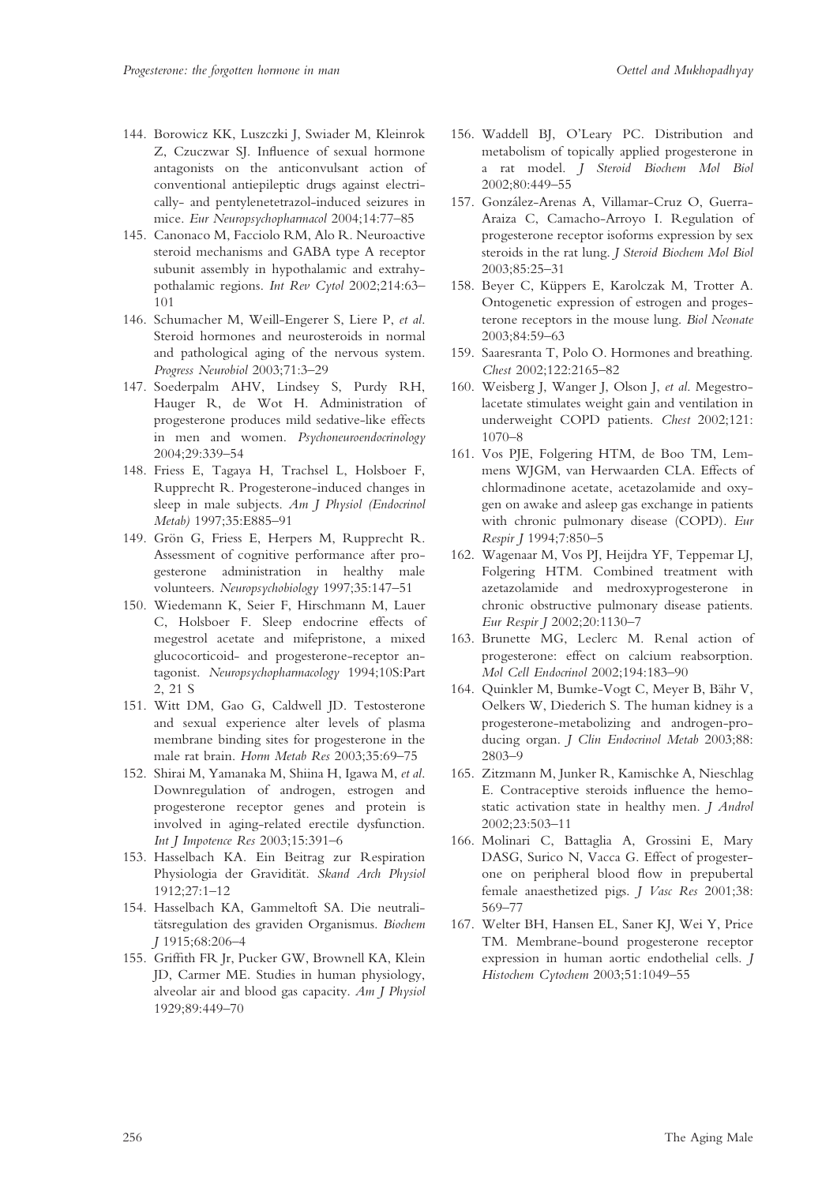144. Borowicz KK, Luszczki J, Swiader M, Kleinrok Z, Czuczwar SJ. Influence of sexual hormone antagonists on the anticonvulsant action of conventional antiepileptic drugs against electrically- and pentylenetetrazol-induced seizures in mice. *Eur Neuropsychopharmacol* 2004;14:77–85

145. Canonaco M, Facciolo RM, Alo R. Neuroactive steroid mechanisms and GABA type A receptor subunit assembly in hypothalamic and extrahypothalamic regions. *Int Rev Cytol* 2002;214:63–101

146. Schumacher M, Weill-Engerer S, Liere P, *et al*. Steroid hormones and neurosteroids in normal and pathological aging of the nervous system. *Progress Neurobiol* 2003;71:3–29

147. Soederpalm AHV, Lindsey S, Purdy RH, Hauger R, de Wot H. Administration of progesterone produces mild sedative-like effects in men and women. *Psychoneuroendocrinology* 2004;29:339–54

148. Friess E, Tagaya H, Trachsel L, Holsboer F, Rupprecht R. Progesterone-induced changes in sleep in male subjects. *Am J Physiol (Endocrinol Metab)* 1997;35:E885–91

149. Grön G, Friess E, Herpers M, Rupprecht R. Assessment of cognitive performance after progesterone administration in healthy male volunteers. *Neuropsychobiology* 1997;35:147–51

150. Wiedemann K, Seier F, Hirschmann M, Lauer C, Holsboer F. Sleep endocrine effects of megestrol acetate and mifepristone, a mixed glucocorticoid- and progesterone-receptor antagonist. *Neuropsychopharmacology* 1994;10S:Part 2, 21 S

151. Witt DM, Gao G, Caldwell JD. Testosterone and sexual experience alter levels of plasma membrane binding sites for progesterone in the male rat brain. *Horm Metab Res* 2003;35:69–75

152. Shirai M, Yamanaka M, Shiina H, Igawa M, *et al*. Downregulation of androgen, estrogen and progesterone receptor genes and protein is involved in aging-related erectile dysfunction. *Int J Impotence Res* 2003;15:391–6

153. Hasselbach KA. Ein Beitrag zur Respiration Physiologia der Gravidität. *Skand Arch Physiol* 1912;27:1–12

154. Hasselbach KA, Gammeltoft SA. Die neutralitätsregulation des graviden Organismus. *Biochem J* 1915;68:206–4

155. Griffith FR Jr, Pucker GW, Brownell KA, Klein JD, Carmer ME. Studies in human physiology, alveolar air and blood gas capacity. *Am J Physiol* 1929;89:449–70

156. Waddell BJ, O'Leary PC. Distribution and metabolism of topically applied progesterone in a rat model. *J Steroid Biochem Mol Biol* 2002;80:449–55

157. González-Arenas A, Villamar-Cruz O, Guerra-Araiza C, Camacho-Arroyo I. Regulation of progesterone receptor isoforms expression by sex steroids in the rat lung. *J Steroid Biochem Mol Biol* 2003;85:25–31

158. Beyer C, Küppers E, Karolczak M, Trotter A. Ontogenetic expression of estrogen and progesterone receptors in the mouse lung. *Biol Neonate* 2003;84:59–63

159. Saaresranta T, Polo O. Hormones and breathing. *Chest* 2002;122:2165–82

160. Weisberg J, Wanger J, Olson J, *et al*. Megestrolacetate stimulates weight gain and ventilation in underweight COPD patients. *Chest* 2002;121: 1070–8

161. Vos PJE, Folgering HTM, de Boo TM, Lemmens WJGM, van Herwaarden CLA. Effects of chlormadinone acetate, acetazolamide and oxygen on awake and asleep gas exchange in patients with chronic pulmonary disease (COPD). *Eur Respir J* 1994;7:850–5

162. Wagenaar M, Vos PJ, Heijdra YF, Teppemar LJ, Folgering HTM. Combined treatment with azetazolamide and medroxyprogesterone in chronic obstructive pulmonary disease patients. *Eur Respir J* 2002;20:1130–7

163. Brunette MG, Leclerc M. Renal action of progesterone: effect on calcium reabsorption. *Mol Cell Endocrinol* 2002;194:183–90

164. Quinkler M, Bumke-Vogt C, Meyer B, Bähr V, Oelkers W, Diederich S. The human kidney is a progesterone-metabolizing and androgen-producing organ. *J Clin Endocrinol Metab* 2003;88: 2803–9

165. Zitzmann M, Junker R, Kamischke A, Nieschlag E. Contraceptive steroids influence the hemostatic activation state in healthy men. *J Androl* 2002;23:503–11

166. Molinari C, Battaglia A, Grossini E, Mary DASG, Surico N, Vacca G. Effect of progesterone on peripheral blood flow in prepubertal female anaesthetized pigs. *J Vasc Res* 2001;38: 569–77

167. Welter BH, Hansen EL, Saner KJ, Wei Y, Price TM. Membrane-bound progesterone receptor expression in human aortic endothelial cells. *J Histochem Cytochem* 2003;51:1049–55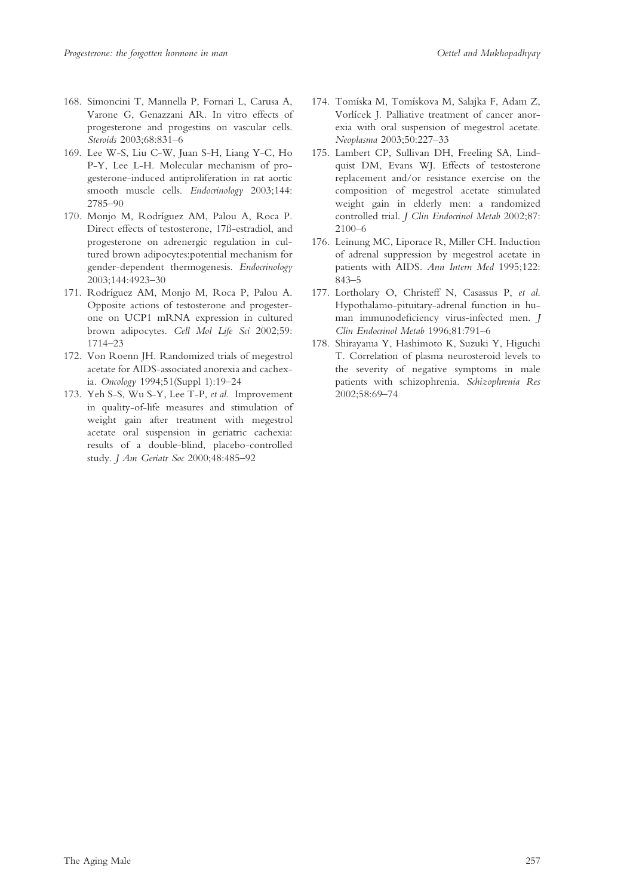168. Simoncini T, Mannella P, Fornari L, Carusa A, Varone G, Genazzani AR. In vitro effects of progesterone and progestins on vascular cells. *Steroids* 2003;68:831–6
169. Lee W-S, Liu C-W, Juan S-H, Liang Y-C, Ho P-Y, Lee L-H. Molecular mechanism of progesterone-induced antiproliferation in rat aortic smooth muscle cells. *Endocrinology* 2003;144: 2785–90
170. Monjo M, Rodríguez AM, Palou A, Roca P. Direct effects of testosterone, 17ß-estradiol, and progesterone on adrenergic regulation in cultured brown adipocytes:potential mechanism for gender-dependent thermogenesis. *Endocrinology* 2003;144:4923–30
171. Rodríguez AM, Monjo M, Roca P, Palou A. Opposite actions of testosterone and progesterone on UCP1 mRNA expression in cultured brown adipocytes. *Cell Mol Life Sci* 2002;59: 1714–23
172. Von Roenn JH. Randomized trials of megestrol acetate for AIDS-associated anorexia and cachexia. *Oncology* 1994;51(Suppl 1):19–24
173. Yeh S-S, Wu S-Y, Lee T-P, *et al*. Improvement in quality-of-life measures and stimulation of weight gain after treatment with megestrol acetate oral suspension in geriatric cachexia: results of a double-blind, placebo-controlled study. *J Am Geriatr Soc* 2000;48:485–92
174. Tomíska M, Tomískova M, Salajka F, Adam Z, Vorlícek J. Palliative treatment of cancer anorexia with oral suspension of megestrol acetate. *Neoplasma* 2003;50:227–33
175. Lambert CP, Sullivan DH, Freeling SA, Lindquist DM, Evans WJ. Effects of testosterone replacement and/or resistance exercise on the composition of megestrol acetate stimulated weight gain in elderly men: a randomized controlled trial. *J Clin Endocrinol Metab* 2002;87: 2100–6
176. Leinung MC, Liporace R, Miller CH. Induction of adrenal suppression by megestrol acetate in patients with AIDS. *Ann Intern Med* 1995;122: 843–5
177. Lortholary O, Christeff N, Casassus P, *et al*. Hypothalamo-pituitary-adrenal function in human immunodeficiency virus-infected men. *J Clin Endocrinol Metab* 1996;81:791–6
178. Shirayama Y, Hashimoto K, Suzuki Y, Higuchi T. Correlation of plasma neurosteroid levels to the severity of negative symptoms in male patients with schizophrenia. *Schizophrenia Res* 2002;58:69–74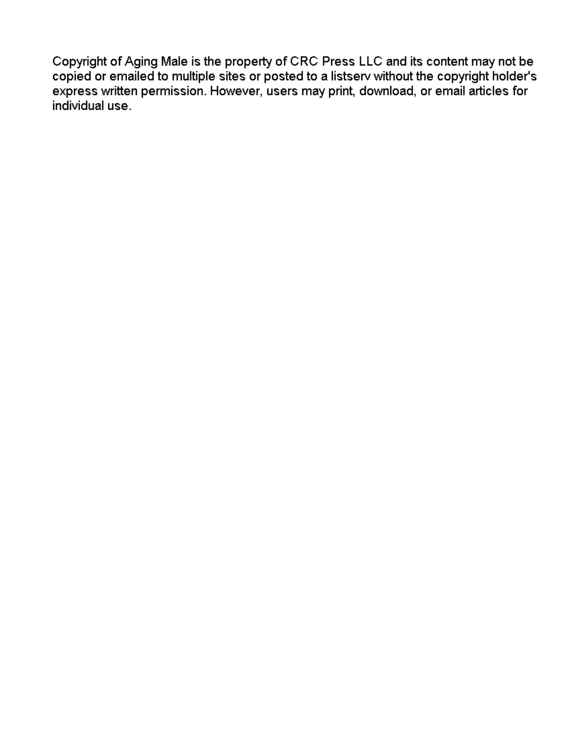Copyright of Aging Male is the property of CRC Press LLC and its content may not be copied or emailed to multiple sites or posted to a listserv without the copyright holder's express written permission. However, users may print, download, or email articles for individual use.